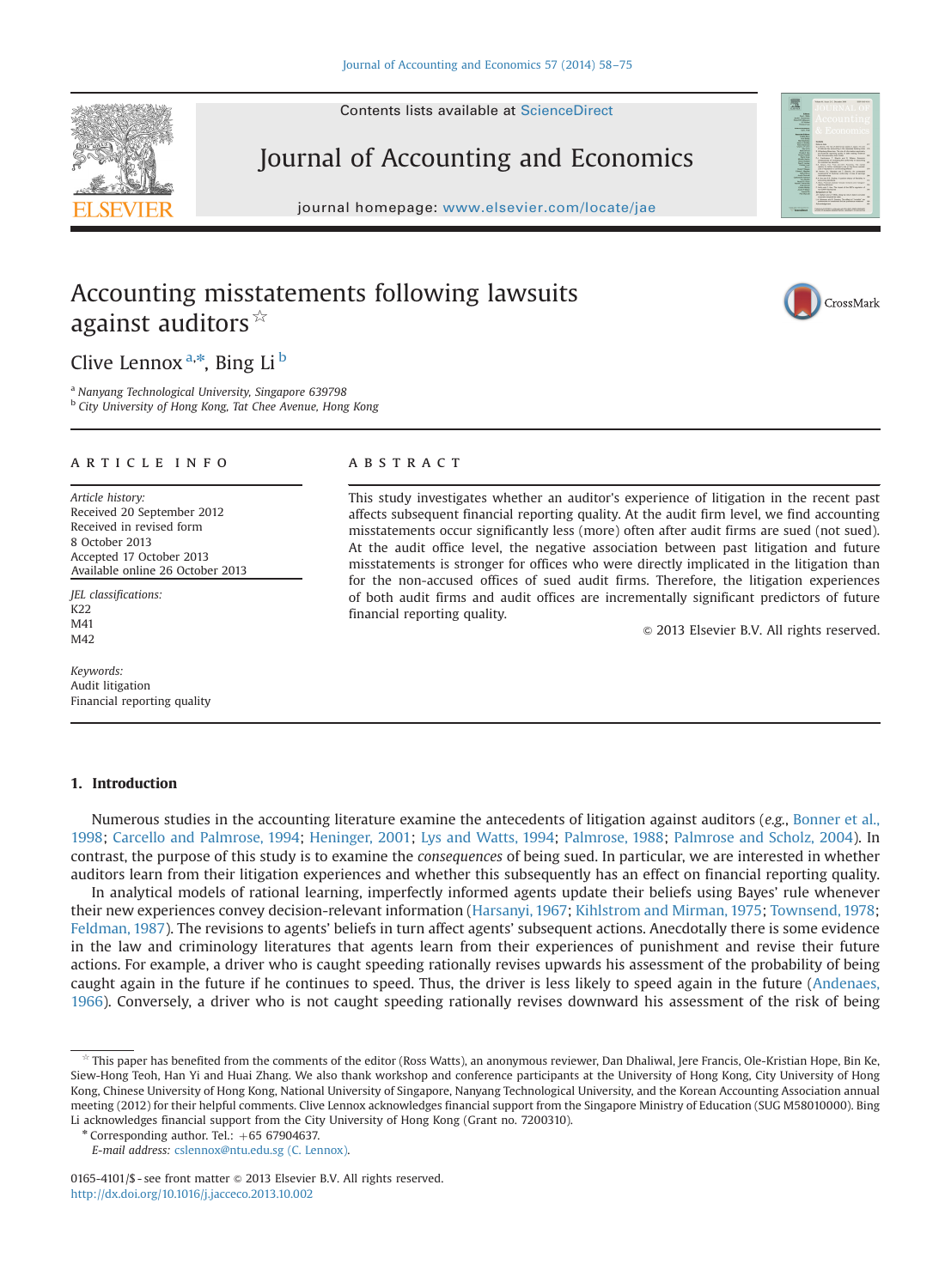# Accounting misstatements following lawsuits against auditors ☆

Clive Lennox [a,*], Bing Li [b]

[a] Nanyang Technological University, Singapore 639798
[b] City University of Hong Kong, Tat Chee Avenue, Hong Kong

## ARTICLE INFO

*Article history:*
Received 20 September 2012
Received in revised form
8 October 2013
Accepted 17 October 2013
Available online 26 October 2013

*JEL classifications:*
K22
M41
M42

*Keywords:*
Audit litigation
Financial reporting quality

## ABSTRACT

This study investigates whether an auditor's experience of litigation in the recent past affects subsequent financial reporting quality. At the audit firm level, we find accounting misstatements occur significantly less (more) often after audit firms are sued (not sued). At the audit office level, the negative association between past litigation and future misstatements is stronger for offices who were directly implicated in the litigation than for the non-accused offices of sued audit firms. Therefore, the litigation experiences of both audit firms and audit offices are incrementally significant predictors of future financial reporting quality.

© 2013 Elsevier B.V. All rights reserved.

## 1. Introduction

Numerous studies in the accounting literature examine the antecedents of litigation against auditors (*e.g.*, Bonner et al., 1998; Carcello and Palmrose, 1994; Heninger, 2001; Lys and Watts, 1994; Palmrose, 1988; Palmrose and Scholz, 2004). In contrast, the purpose of this study is to examine the *consequences* of being sued. In particular, we are interested in whether auditors learn from their litigation experiences and whether this subsequently has an effect on financial reporting quality.

In analytical models of rational learning, imperfectly informed agents update their beliefs using Bayes' rule whenever their new experiences convey decision-relevant information (Harsanyi, 1967; Kihlstrom and Mirman, 1975; Townsend, 1978; Feldman, 1987). The revisions to agents' beliefs in turn affect agents' subsequent actions. Anecdotally there is some evidence in the law and criminology literatures that agents learn from their experiences of punishment and revise their future actions. For example, a driver who is caught speeding rationally revises upwards his assessment of the probability of being caught again in the future if he continues to speed. Thus, the driver is less likely to speed again in the future (Andenaes, 1966). Conversely, a driver who is not caught speeding rationally revises downward his assessment of the risk of being

---

☆ This paper has benefited from the comments of the editor (Ross Watts), an anonymous reviewer, Dan Dhaliwal, Jere Francis, Ole-Kristian Hope, Bin Ke, Siew-Hong Teoh, Han Yi and Huai Zhang. We also thank workshop and conference participants at the University of Hong Kong, City University of Hong Kong, Chinese University of Hong Kong, National University of Singapore, Nanyang Technological University, and the Korean Accounting Association annual meeting (2012) for their helpful comments. Clive Lennox acknowledges financial support from the Singapore Ministry of Education (SUG M58010000). Bing Li acknowledges financial support from the City University of Hong Kong (Grant no. 7200310).

\* Corresponding author. Tel.: +65 67904637.
*E-mail address:* cslennox@ntu.edu.sg (C. Lennox).

0165-4101/$ - see front matter © 2013 Elsevier B.V. All rights reserved.
http://dx.doi.org/10.1016/j.jacceco.2013.10.002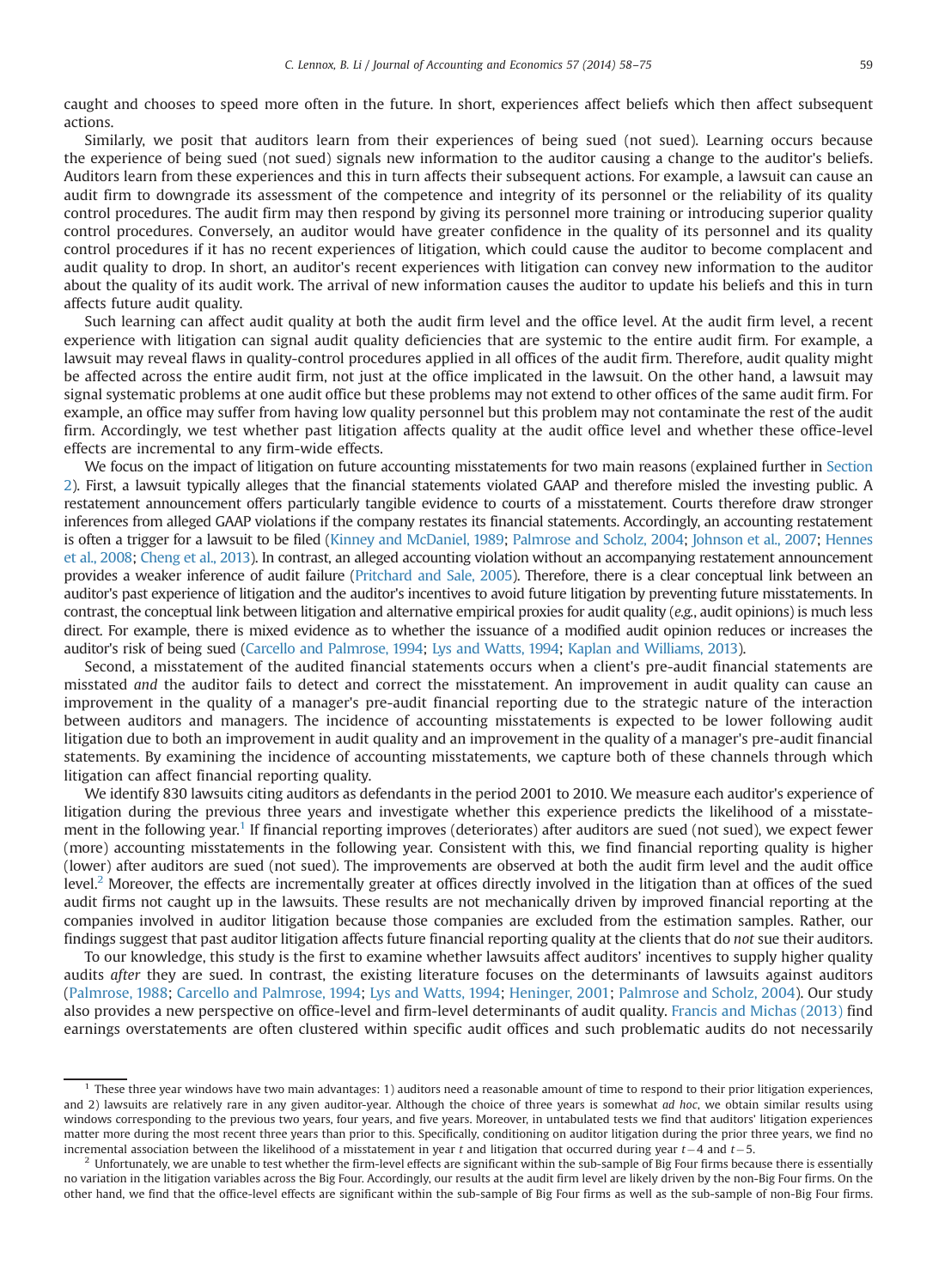caught and chooses to speed more often in the future. In short, experiences affect beliefs which then affect subsequent actions.

Similarly, we posit that auditors learn from their experiences of being sued (not sued). Learning occurs because the experience of being sued (not sued) signals new information to the auditor causing a change to the auditor's beliefs. Auditors learn from these experiences and this in turn affects their subsequent actions. For example, a lawsuit can cause an audit firm to downgrade its assessment of the competence and integrity of its personnel or the reliability of its quality control procedures. The audit firm may then respond by giving its personnel more training or introducing superior quality control procedures. Conversely, an auditor would have greater confidence in the quality of its personnel and its quality control procedures if it has no recent experiences of litigation, which could cause the auditor to become complacent and audit quality to drop. In short, an auditor's recent experiences with litigation can convey new information to the auditor about the quality of its audit work. The arrival of new information causes the auditor to update his beliefs and this in turn affects future audit quality.

Such learning can affect audit quality at both the audit firm level and the office level. At the audit firm level, a recent experience with litigation can signal audit quality deficiencies that are systemic to the entire audit firm. For example, a lawsuit may reveal flaws in quality-control procedures applied in all offices of the audit firm. Therefore, audit quality might be affected across the entire audit firm, not just at the office implicated in the lawsuit. On the other hand, a lawsuit may signal systematic problems at one audit office but these problems may not extend to other offices of the same audit firm. For example, an office may suffer from having low quality personnel but this problem may not contaminate the rest of the audit firm. Accordingly, we test whether past litigation affects quality at the audit office level and whether these office-level effects are incremental to any firm-wide effects.

We focus on the impact of litigation on future accounting misstatements for two main reasons (explained further in Section 2). First, a lawsuit typically alleges that the financial statements violated GAAP and therefore misled the investing public. A restatement announcement offers particularly tangible evidence to courts of a misstatement. Courts therefore draw stronger inferences from alleged GAAP violations if the company restates its financial statements. Accordingly, an accounting restatement is often a trigger for a lawsuit to be filed (Kinney and McDaniel, 1989; Palmrose and Scholz, 2004; Johnson et al., 2007; Hennes et al., 2008; Cheng et al., 2013). In contrast, an alleged accounting violation without an accompanying restatement announcement provides a weaker inference of audit failure (Pritchard and Sale, 2005). Therefore, there is a clear conceptual link between an auditor's past experience of litigation and the auditor's incentives to avoid future litigation by preventing future misstatements. In contrast, the conceptual link between litigation and alternative empirical proxies for audit quality (*e.g.*, audit opinions) is much less direct. For example, there is mixed evidence as to whether the issuance of a modified audit opinion reduces or increases the auditor's risk of being sued (Carcello and Palmrose, 1994; Lys and Watts, 1994; Kaplan and Williams, 2013).

Second, a misstatement of the audited financial statements occurs when a client's pre-audit financial statements are misstated *and* the auditor fails to detect and correct the misstatement. An improvement in audit quality can cause an improvement in the quality of a manager's pre-audit financial reporting due to the strategic nature of the interaction between auditors and managers. The incidence of accounting misstatements is expected to be lower following audit litigation due to both an improvement in audit quality and an improvement in the quality of a manager's pre-audit financial statements. By examining the incidence of accounting misstatements, we capture both of these channels through which litigation can affect financial reporting quality.

We identify 830 lawsuits citing auditors as defendants in the period 2001 to 2010. We measure each auditor's experience of litigation during the previous three years and investigate whether this experience predicts the likelihood of a misstatement in the following year.[1] If financial reporting improves (deteriorates) after auditors are sued (not sued), we expect fewer (more) accounting misstatements in the following year. Consistent with this, we find financial reporting quality is higher (lower) after auditors are sued (not sued). The improvements are observed at both the audit firm level and the audit office level.[2] Moreover, the effects are incrementally greater at offices directly involved in the litigation than at offices of the sued audit firms not caught up in the lawsuits. These results are not mechanically driven by improved financial reporting at the companies involved in auditor litigation because those companies are excluded from the estimation samples. Rather, our findings suggest that past auditor litigation affects future financial reporting quality at the clients that do *not* sue their auditors.

To our knowledge, this study is the first to examine whether lawsuits affect auditors' incentives to supply higher quality audits *after* they are sued. In contrast, the existing literature focuses on the determinants of lawsuits against auditors (Palmrose, 1988; Carcello and Palmrose, 1994; Lys and Watts, 1994; Heninger, 2001; Palmrose and Scholz, 2004). Our study also provides a new perspective on office-level and firm-level determinants of audit quality. Francis and Michas (2013) find earnings overstatements are often clustered within specific audit offices and such problematic audits do not necessarily

[1] These three year windows have two main advantages: 1) auditors need a reasonable amount of time to respond to their prior litigation experiences, and 2) lawsuits are relatively rare in any given auditor-year. Although the choice of three years is somewhat *ad hoc*, we obtain similar results using windows corresponding to the previous two years, four years, and five years. Moreover, in untabulated tests we find that auditors' litigation experiences matter more during the most recent three years than prior to this. Specifically, conditioning on auditor litigation during the prior three years, we find no incremental association between the likelihood of a misstatement in year $t$ and litigation that occurred during year $t-4$ and $t-5$.

[2] Unfortunately, we are unable to test whether the firm-level effects are significant within the sub-sample of Big Four firms because there is essentially no variation in the litigation variables across the Big Four. Accordingly, our results at the audit firm level are likely driven by the non-Big Four firms. On the other hand, we find that the office-level effects are significant within the sub-sample of Big Four firms as well as the sub-sample of non-Big Four firms.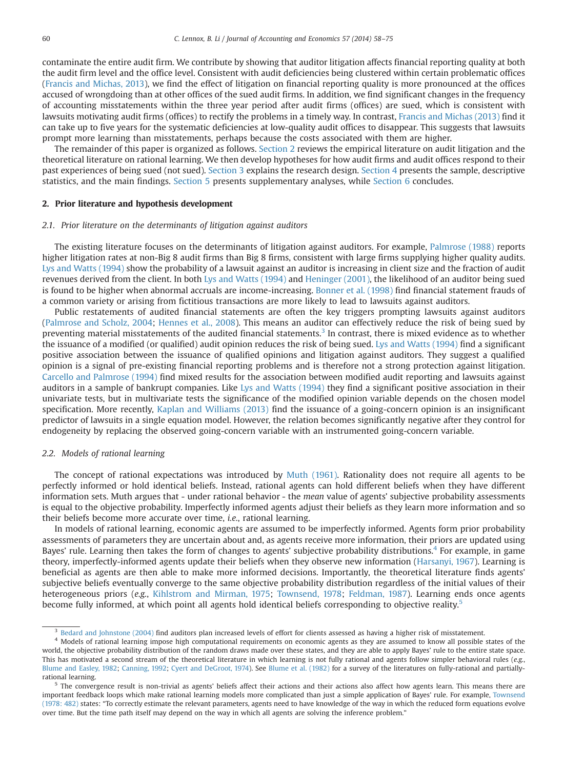contaminate the entire audit firm. We contribute by showing that auditor litigation affects financial reporting quality at both the audit firm level and the office level. Consistent with audit deficiencies being clustered within certain problematic offices (Francis and Michas, 2013), we find the effect of litigation on financial reporting quality is more pronounced at the offices accused of wrongdoing than at other offices of the sued audit firms. In addition, we find significant changes in the frequency of accounting misstatements within the three year period after audit firms (offices) are sued, which is consistent with lawsuits motivating audit firms (offices) to rectify the problems in a timely way. In contrast, Francis and Michas (2013) find it can take up to five years for the systematic deficiencies at low-quality audit offices to disappear. This suggests that lawsuits prompt more learning than misstatements, perhaps because the costs associated with them are higher.

The remainder of this paper is organized as follows. Section 2 reviews the empirical literature on audit litigation and the theoretical literature on rational learning. We then develop hypotheses for how audit firms and audit offices respond to their past experiences of being sued (not sued). Section 3 explains the research design. Section 4 presents the sample, descriptive statistics, and the main findings. Section 5 presents supplementary analyses, while Section 6 concludes.

## 2. Prior literature and hypothesis development

### 2.1. Prior literature on the determinants of litigation against auditors

The existing literature focuses on the determinants of litigation against auditors. For example, Palmrose (1988) reports higher litigation rates at non-Big 8 audit firms than Big 8 firms, consistent with large firms supplying higher quality audits. Lys and Watts (1994) show the probability of a lawsuit against an auditor is increasing in client size and the fraction of audit revenues derived from the client. In both Lys and Watts (1994) and Heninger (2001), the likelihood of an auditor being sued is found to be higher when abnormal accruals are income-increasing. Bonner et al. (1998) find financial statement frauds of a common variety or arising from fictitious transactions are more likely to lead to lawsuits against auditors.

Public restatements of audited financial statements are often the key triggers prompting lawsuits against auditors (Palmrose and Scholz, 2004; Hennes et al., 2008). This means an auditor can effectively reduce the risk of being sued by preventing material misstatements of the audited financial statements.[3] In contrast, there is mixed evidence as to whether the issuance of a modified (or qualified) audit opinion reduces the risk of being sued. Lys and Watts (1994) find a significant positive association between the issuance of qualified opinions and litigation against auditors. They suggest a qualified opinion is a signal of pre-existing financial reporting problems and is therefore not a strong protection against litigation. Carcello and Palmrose (1994) find mixed results for the association between modified audit reporting and lawsuits against auditors in a sample of bankrupt companies. Like Lys and Watts (1994) they find a significant positive association in their univariate tests, but in multivariate tests the significance of the modified opinion variable depends on the chosen model specification. More recently, Kaplan and Williams (2013) find the issuance of a going-concern opinion is an insignificant predictor of lawsuits in a single equation model. However, the relation becomes significantly negative after they control for endogeneity by replacing the observed going-concern variable with an instrumented going-concern variable.

### 2.2. Models of rational learning

The concept of rational expectations was introduced by Muth (1961). Rationality does not require all agents to be perfectly informed or hold identical beliefs. Instead, rational agents can hold different beliefs when they have different information sets. Muth argues that - under rational behavior - the *mean* value of agents' subjective probability assessments is equal to the objective probability. Imperfectly informed agents adjust their beliefs as they learn more information and so their beliefs become more accurate over time, *i.e.*, rational learning.

In models of rational learning, economic agents are assumed to be imperfectly informed. Agents form prior probability assessments of parameters they are uncertain about and, as agents receive more information, their priors are updated using Bayes' rule. Learning then takes the form of changes to agents' subjective probability distributions.[4] For example, in game theory, imperfectly-informed agents update their beliefs when they observe new information (Harsanyi, 1967). Learning is beneficial as agents are then able to make more informed decisions. Importantly, the theoretical literature finds agents' subjective beliefs eventually converge to the same objective probability distribution regardless of the initial values of their heterogeneous priors (*e.g.*, Kihlstrom and Mirman, 1975; Townsend, 1978; Feldman, 1987). Learning ends once agents become fully informed, at which point all agents hold identical beliefs corresponding to objective reality.[5]

---

[3] Bedard and Johnstone (2004) find auditors plan increased levels of effort for clients assessed as having a higher risk of misstatement.

[4] Models of rational learning impose high computational requirements on economic agents as they are assumed to know all possible states of the world, the objective probability distribution of the random draws made over these states, and they are able to apply Bayes' rule to the entire state space. This has motivated a second stream of the theoretical literature in which learning is not fully rational and agents follow simpler behavioral rules (*e.g.*, Blume and Easley, 1982; Canning, 1992; Cyert and DeGroot, 1974). See Blume et al. (1982) for a survey of the literatures on fully-rational and partially-rational learning.

[5] The convergence result is non-trivial as agents' beliefs affect their actions and their actions also affect how agents learn. This means there are important feedback loops which make rational learning models more complicated than just a simple application of Bayes' rule. For example, Townsend (1978: 482) states: "To correctly estimate the relevant parameters, agents need to have knowledge of the way in which the reduced form equations evolve over time. But the time path itself may depend on the way in which all agents are solving the inference problem."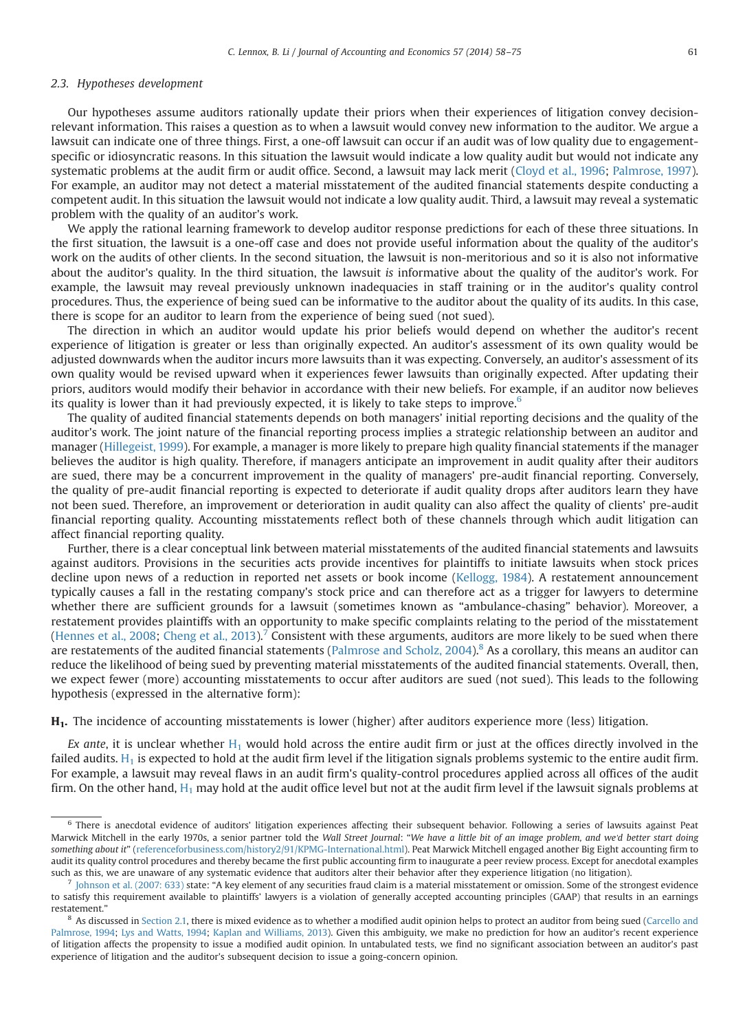### 2.3. Hypotheses development

Our hypotheses assume auditors rationally update their priors when their experiences of litigation convey decision-relevant information. This raises a question as to when a lawsuit would convey new information to the auditor. We argue a lawsuit can indicate one of three things. First, a one-off lawsuit can occur if an audit was of low quality due to engagement-specific or idiosyncratic reasons. In this situation the lawsuit would indicate a low quality audit but would not indicate any systematic problems at the audit firm or audit office. Second, a lawsuit may lack merit (Cloyd et al., 1996; Palmrose, 1997). For example, an auditor may not detect a material misstatement of the audited financial statements despite conducting a competent audit. In this situation the lawsuit would not indicate a low quality audit. Third, a lawsuit may reveal a systematic problem with the quality of an auditor's work.

We apply the rational learning framework to develop auditor response predictions for each of these three situations. In the first situation, the lawsuit is a one-off case and does not provide useful information about the quality of the auditor's work on the audits of other clients. In the second situation, the lawsuit is non-meritorious and so it is also not informative about the auditor's quality. In the third situation, the lawsuit *is* informative about the quality of the auditor's work. For example, the lawsuit may reveal previously unknown inadequacies in staff training or in the auditor's quality control procedures. Thus, the experience of being sued can be informative to the auditor about the quality of its audits. In this case, there is scope for an auditor to learn from the experience of being sued (not sued).

The direction in which an auditor would update his prior beliefs would depend on whether the auditor's recent experience of litigation is greater or less than originally expected. An auditor's assessment of its own quality would be adjusted downwards when the auditor incurs more lawsuits than it was expecting. Conversely, an auditor's assessment of its own quality would be revised upward when it experiences fewer lawsuits than originally expected. After updating their priors, auditors would modify their behavior in accordance with their new beliefs. For example, if an auditor now believes its quality is lower than it had previously expected, it is likely to take steps to improve.[6]

The quality of audited financial statements depends on both managers' initial reporting decisions and the quality of the auditor's work. The joint nature of the financial reporting process implies a strategic relationship between an auditor and manager (Hillegeist, 1999). For example, a manager is more likely to prepare high quality financial statements if the manager believes the auditor is high quality. Therefore, if managers anticipate an improvement in audit quality after their auditors are sued, there may be a concurrent improvement in the quality of managers' pre-audit financial reporting. Conversely, the quality of pre-audit financial reporting is expected to deteriorate if audit quality drops after auditors learn they have not been sued. Therefore, an improvement or deterioration in audit quality can also affect the quality of clients' pre-audit financial reporting quality. Accounting misstatements reflect both of these channels through which audit litigation can affect financial reporting quality.

Further, there is a clear conceptual link between material misstatements of the audited financial statements and lawsuits against auditors. Provisions in the securities acts provide incentives for plaintiffs to initiate lawsuits when stock prices decline upon news of a reduction in reported net assets or book income (Kellogg, 1984). A restatement announcement typically causes a fall in the restating company's stock price and can therefore act as a trigger for lawyers to determine whether there are sufficient grounds for a lawsuit (sometimes known as "ambulance-chasing" behavior). Moreover, a restatement provides plaintiffs with an opportunity to make specific complaints relating to the period of the misstatement (Hennes et al., 2008; Cheng et al., 2013).[7] Consistent with these arguments, auditors are more likely to be sued when there are restatements of the audited financial statements (Palmrose and Scholz, 2004).[8] As a corollary, this means an auditor can reduce the likelihood of being sued by preventing material misstatements of the audited financial statements. Overall, then, we expect fewer (more) accounting misstatements to occur after auditors are sued (not sued). This leads to the following hypothesis (expressed in the alternative form):

**$H_1$.** The incidence of accounting misstatements is lower (higher) after auditors experience more (less) litigation.

*Ex ante*, it is unclear whether $H_1$ would hold across the entire audit firm or just at the offices directly involved in the failed audits. $H_1$ is expected to hold at the audit firm level if the litigation signals problems systemic to the entire audit firm. For example, a lawsuit may reveal flaws in an audit firm's quality-control procedures applied across all offices of the audit firm. On the other hand, $H_1$ may hold at the audit office level but not at the audit firm level if the lawsuit signals problems at

[6] There is anecdotal evidence of auditors' litigation experiences affecting their subsequent behavior. Following a series of lawsuits against Peat Marwick Mitchell in the early 1970s, a senior partner told the *Wall Street Journal*: "*We have a little bit of an image problem, and we'd better start doing something about it*" (referenceforbusiness.com/history2/91/KPMG-International.html). Peat Marwick Mitchell engaged another Big Eight accounting firm to audit its quality control procedures and thereby became the first public accounting firm to inaugurate a peer review process. Except for anecdotal examples such as this, we are unaware of any systematic evidence that auditors alter their behavior after they experience litigation (no litigation).

[7] Johnson et al. (2007: 633) state: "A key element of any securities fraud claim is a material misstatement or omission. Some of the strongest evidence to satisfy this requirement available to plaintiffs' lawyers is a violation of generally accepted accounting principles (GAAP) that results in an earnings restatement."

[8] As discussed in Section 2.1, there is mixed evidence as to whether a modified audit opinion helps to protect an auditor from being sued (Carcello and Palmrose, 1994; Lys and Watts, 1994; Kaplan and Williams, 2013). Given this ambiguity, we make no prediction for how an auditor's recent experience of litigation affects the propensity to issue a modified audit opinion. In untabulated tests, we find no significant association between an auditor's past experience of litigation and the auditor's subsequent decision to issue a going-concern opinion.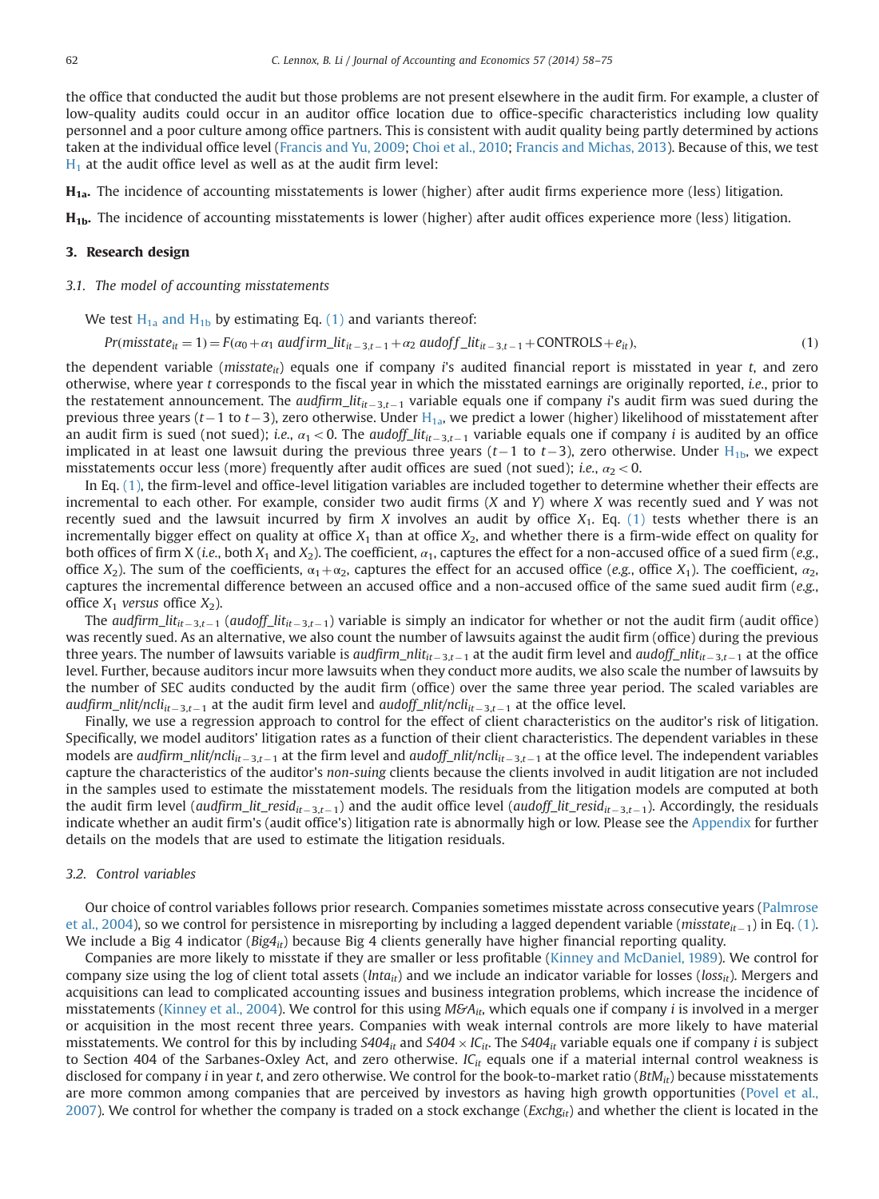the office that conducted the audit but those problems are not present elsewhere in the audit firm. For example, a cluster of low-quality audits could occur in an auditor office location due to office-specific characteristics including low quality personnel and a poor culture among office partners. This is consistent with audit quality being partly determined by actions taken at the individual office level (Francis and Yu, 2009; Choi et al., 2010; Francis and Michas, 2013). Because of this, we test $H_1$ at the audit office level as well as at the audit firm level:

**$H_{1a}$.** The incidence of accounting misstatements is lower (higher) after audit firms experience more (less) litigation.

**$H_{1b}$.** The incidence of accounting misstatements is lower (higher) after audit offices experience more (less) litigation.

## 3. Research design

### 3.1. The model of accounting misstatements

We test $H_{1a}$ and $H_{1b}$ by estimating Eq. (1) and variants thereof:

$$Pr(misstate_{it}=1) = F(\alpha_0 + \alpha_1\ audfirm\_lit_{it-3,t-1} + \alpha_2\ audoff\_lit_{it-3,t-1} + \text{CONTROLS} + e_{it}), \tag{1}$$

the dependent variable ($misstate_{it}$) equals one if company $i$'s audited financial report is misstated in year $t$, and zero otherwise, where year $t$ corresponds to the fiscal year in which the misstated earnings are originally reported, *i.e.*, prior to the restatement announcement. The $audfirm\_lit_{it-3,t-1}$ variable equals one if company $i$'s audit firm was sued during the previous three years ($t-1$ to $t-3$), zero otherwise. Under $H_{1a}$, we predict a lower (higher) likelihood of misstatement after an audit firm is sued (not sued); *i.e.*, $\alpha_1 < 0$. The $audoff\_lit_{it-3,t-1}$ variable equals one if company $i$ is audited by an office implicated in at least one lawsuit during the previous three years ($t-1$ to $t-3$), zero otherwise. Under $H_{1b}$, we expect misstatements occur less (more) frequently after audit offices are sued (not sued); *i.e.*, $\alpha_2 < 0$.

In Eq. (1), the firm-level and office-level litigation variables are included together to determine whether their effects are incremental to each other. For example, consider two audit firms ($X$ and $Y$) where $X$ was recently sued and $Y$ was not recently sued and the lawsuit incurred by firm $X$ involves an audit by office $X_1$. Eq. (1) tests whether there is an incrementally bigger effect on quality at office $X_1$ than at office $X_2$, and whether there is a firm-wide effect on quality for both offices of firm X (*i.e.*, both $X_1$ and $X_2$). The coefficient, $\alpha_1$, captures the effect for a non-accused office of a sued firm (*e.g.*, office $X_2$). The sum of the coefficients, $\alpha_1 + \alpha_2$, captures the effect for an accused office (*e.g.*, office $X_1$). The coefficient, $\alpha_2$, captures the incremental difference between an accused office and a non-accused office of the same sued audit firm (*e.g.*, office $X_1$ *versus* office $X_2$).

The $audfirm\_lit_{it-3,t-1}$ ($audoff\_lit_{it-3,t-1}$) variable is simply an indicator for whether or not the audit firm (audit office) was recently sued. As an alternative, we also count the number of lawsuits against the audit firm (office) during the previous three years. The number of lawsuits variable is $audfirm\_nlit_{it-3,t-1}$ at the audit firm level and $audoff\_nlit_{it-3,t-1}$ at the office level. Further, because auditors incur more lawsuits when they conduct more audits, we also scale the number of lawsuits by the number of SEC audits conducted by the audit firm (office) over the same three year period. The scaled variables are $audfirm\_nlit/ncli_{it-3,t-1}$ at the audit firm level and $audoff\_nlit/ncli_{it-3,t-1}$ at the office level.

Finally, we use a regression approach to control for the effect of client characteristics on the auditor's risk of litigation. Specifically, we model auditors' litigation rates as a function of their client characteristics. The dependent variables in these models are $audfirm\_nlit/ncli_{it-3,t-1}$ at the firm level and $audoff\_nlit/ncli_{it-3,t-1}$ at the office level. The independent variables capture the characteristics of the auditor's *non-suing* clients because the clients involved in audit litigation are not included in the samples used to estimate the misstatement models. The residuals from the litigation models are computed at both the audit firm level ($audfirm\_lit\_resid_{it-3,t-1}$) and the audit office level ($audoff\_lit\_resid_{it-3,t-1}$). Accordingly, the residuals indicate whether an audit firm's (audit office's) litigation rate is abnormally high or low. Please see the Appendix for further details on the models that are used to estimate the litigation residuals.

### 3.2. Control variables

Our choice of control variables follows prior research. Companies sometimes misstate across consecutive years (Palmrose et al., 2004), so we control for persistence in misreporting by including a lagged dependent variable ($misstate_{it-1}$) in Eq. (1). We include a Big 4 indicator ($Big4_{it}$) because Big 4 clients generally have higher financial reporting quality.

Companies are more likely to misstate if they are smaller or less profitable (Kinney and McDaniel, 1989). We control for company size using the log of client total assets ($lnta_{it}$) and we include an indicator variable for losses ($loss_{it}$). Mergers and acquisitions can lead to complicated accounting issues and business integration problems, which increase the incidence of misstatements (Kinney et al., 2004). We control for this using $M\&A_{it}$, which equals one if company $i$ is involved in a merger or acquisition in the most recent three years. Companies with weak internal controls are more likely to have material misstatements. We control for this by including $S404_{it}$ and $S404 \times IC_{it}$. The $S404_{it}$ variable equals one if company $i$ is subject to Section 404 of the Sarbanes-Oxley Act, and zero otherwise. $IC_{it}$ equals one if a material internal control weakness is disclosed for company $i$ in year $t$, and zero otherwise. We control for the book-to-market ratio ($BtM_{it}$) because misstatements are more common among companies that are perceived by investors as having high growth opportunities (Povel et al., 2007). We control for whether the company is traded on a stock exchange ($Exchg_{it}$) and whether the client is located in the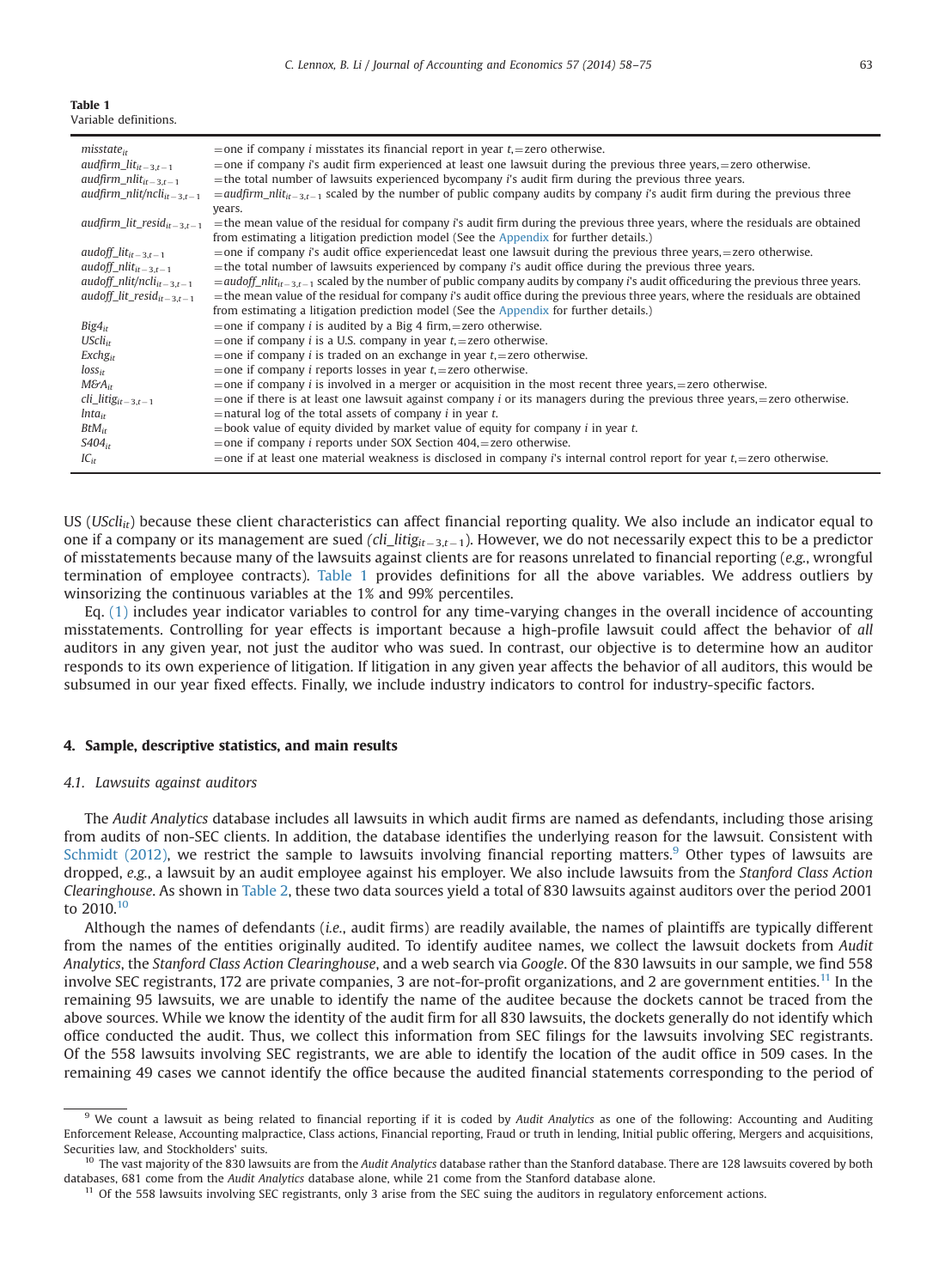**Table 1**
Variable definitions.

| | |
|---|---|
| $misstate_{it}$ | =one if company *i* misstates its financial report in year *t*,=zero otherwise. |
| $audfirm\_lit_{it-3,t-1}$ | =one if company *i*'s audit firm experienced at least one lawsuit during the previous three years,=zero otherwise. |
| $audfirm\_nlit_{it-3,t-1}$ | =the total number of lawsuits experienced bycompany *i*'s audit firm during the previous three years. |
| $audfirm\_nlit/ncli_{it-3,t-1}$ | =$audfirm\_nlit_{it-3,t-1}$ scaled by the number of public company audits by company *i*'s audit firm during the previous three years. |
| $audfirm\_lit\_resid_{it-3,t-1}$ | =the mean value of the residual for company *i*'s audit firm during the previous three years, where the residuals are obtained from estimating a litigation prediction model (See the Appendix for further details.) |
| $audoff\_lit_{it-3,t-1}$ | =one if company *i*'s audit office experiencedat least one lawsuit during the previous three years,=zero otherwise. |
| $audoff\_nlit_{it-3,t-1}$ | =the total number of lawsuits experienced by company *i*'s audit office during the previous three years. |
| $audoff\_nlit/ncli_{it-3,t-1}$ | =$audoff\_nlit_{it-3,t-1}$ scaled by the number of public company audits by company *i*'s audit officeduring the previous three years. |
| $audoff\_lit\_resid_{it-3,t-1}$ | =the mean value of the residual for company *i*'s audit office during the previous three years, where the residuals are obtained from estimating a litigation prediction model (See the Appendix for further details.) |
| $Big4_{it}$ | =one if company *i* is audited by a Big 4 firm,=zero otherwise. |
| $UScli_{it}$ | =one if company *i* is a U.S. company in year *t*,=zero otherwise. |
| $Exchg_{it}$ | =one if company *i* is traded on an exchange in year *t*,=zero otherwise. |
| $loss_{it}$ | =one if company *i* reports losses in year *t*,=zero otherwise. |
| $M\&A_{it}$ | =one if company *i* is involved in a merger or acquisition in the most recent three years,=zero otherwise. |
| $cli\_litig_{it-3,t-1}$ | =one if there is at least one lawsuit against company *i* or its managers during the previous three years,=zero otherwise. |
| $lnta_{it}$ | =natural log of the total assets of company *i* in year *t*. |
| $BtM_{it}$ | =book value of equity divided by market value of equity for company *i* in year *t*. |
| $S404_{it}$ | =one if company *i* reports under SOX Section 404,=zero otherwise. |
| $IC_{it}$ | =one if at least one material weakness is disclosed in company *i*'s internal control report for year *t*,=zero otherwise. |

US ($UScli_{it}$) because these client characteristics can affect financial reporting quality. We also include an indicator equal to one if a company or its management are sued ($cli\_litig_{it-3,t-1}$). However, we do not necessarily expect this to be a predictor of misstatements because many of the lawsuits against clients are for reasons unrelated to financial reporting (*e.g.*, wrongful termination of employee contracts). Table 1 provides definitions for all the above variables. We address outliers by winsorizing the continuous variables at the 1% and 99% percentiles.

Eq. (1) includes year indicator variables to control for any time-varying changes in the overall incidence of accounting misstatements. Controlling for year effects is important because a high-profile lawsuit could affect the behavior of *all* auditors in any given year, not just the auditor who was sued. In contrast, our objective is to determine how an auditor responds to its own experience of litigation. If litigation in any given year affects the behavior of all auditors, this would be subsumed in our year fixed effects. Finally, we include industry indicators to control for industry-specific factors.

## 4. Sample, descriptive statistics, and main results

### 4.1. Lawsuits against auditors

The *Audit Analytics* database includes all lawsuits in which audit firms are named as defendants, including those arising from audits of non-SEC clients. In addition, the database identifies the underlying reason for the lawsuit. Consistent with Schmidt (2012), we restrict the sample to lawsuits involving financial reporting matters.[9] Other types of lawsuits are dropped, *e.g.*, a lawsuit by an audit employee against his employer. We also include lawsuits from the *Stanford Class Action Clearinghouse*. As shown in Table 2, these two data sources yield a total of 830 lawsuits against auditors over the period 2001 to 2010.[10]

Although the names of defendants (*i.e.*, audit firms) are readily available, the names of plaintiffs are typically different from the names of the entities originally audited. To identify auditee names, we collect the lawsuit dockets from *Audit Analytics*, the *Stanford Class Action Clearinghouse*, and a web search via *Google*. Of the 830 lawsuits in our sample, we find 558 involve SEC registrants, 172 are private companies, 3 are not-for-profit organizations, and 2 are government entities.[11] In the remaining 95 lawsuits, we are unable to identify the name of the auditee because the dockets cannot be traced from the above sources. While we know the identity of the audit firm for all 830 lawsuits, the dockets generally do not identify which office conducted the audit. Thus, we collect this information from SEC filings for the lawsuits involving SEC registrants. Of the 558 lawsuits involving SEC registrants, we are able to identify the location of the audit office in 509 cases. In the remaining 49 cases we cannot identify the office because the audited financial statements corresponding to the period of

---

[9] We count a lawsuit as being related to financial reporting if it is coded by *Audit Analytics* as one of the following: Accounting and Auditing Enforcement Release, Accounting malpractice, Class actions, Financial reporting, Fraud or truth in lending, Initial public offering, Mergers and acquisitions, Securities law, and Stockholders' suits.

[10] The vast majority of the 830 lawsuits are from the *Audit Analytics* database rather than the Stanford database. There are 128 lawsuits covered by both databases, 681 come from the *Audit Analytics* database alone, while 21 come from the Stanford database alone.

[11] Of the 558 lawsuits involving SEC registrants, only 3 arise from the SEC suing the auditors in regulatory enforcement actions.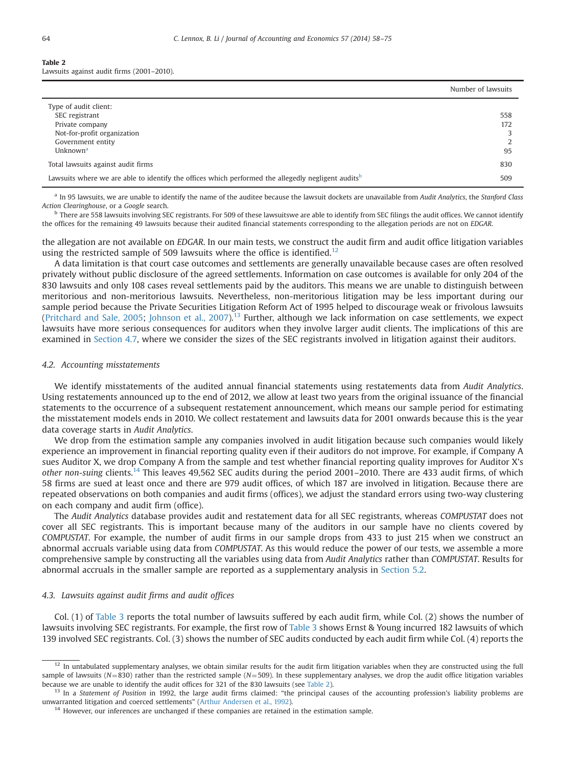**Table 2**
Lawsuits against audit firms (2001–2010).

| | Number of lawsuits |
|---|---|
| Type of audit client: | |
| SEC registrant | 558 |
| Private company | 172 |
| Not-for-profit organization | 3 |
| Government entity | 2 |
| Unknown[a] | 95 |
| Total lawsuits against audit firms | 830 |
| Lawsuits where we are able to identify the offices which performed the allegedly negligent audits[b] | 509 |

[a] In 95 lawsuits, we are unable to identify the name of the auditee because the lawsuit dockets are unavailable from *Audit Analytics*, the *Stanford Class Action Clearinghouse*, or a *Google* search.

[b] There are 558 lawsuits involving SEC registrants. For 509 of these lawsuitswe are able to identify from SEC filings the audit offices. We cannot identify the offices for the remaining 49 lawsuits because their audited financial statements corresponding to the allegation periods are not on *EDGAR*.

the allegation are not available on *EDGAR*. In our main tests, we construct the audit firm and audit office litigation variables using the restricted sample of 509 lawsuits where the office is identified.[12]

A data limitation is that court case outcomes and settlements are generally unavailable because cases are often resolved privately without public disclosure of the agreed settlements. Information on case outcomes is available for only 204 of the 830 lawsuits and only 108 cases reveal settlements paid by the auditors. This means we are unable to distinguish between meritorious and non-meritorious lawsuits. Nevertheless, non-meritorious litigation may be less important during our sample period because the Private Securities Litigation Reform Act of 1995 helped to discourage weak or frivolous lawsuits (Pritchard and Sale, 2005; Johnson et al., 2007).[13] Further, although we lack information on case settlements, we expect lawsuits have more serious consequences for auditors when they involve larger audit clients. The implications of this are examined in Section 4.7, where we consider the sizes of the SEC registrants involved in litigation against their auditors.

### 4.2. Accounting misstatements

We identify misstatements of the audited annual financial statements using restatements data from *Audit Analytics*. Using restatements announced up to the end of 2012, we allow at least two years from the original issuance of the financial statements to the occurrence of a subsequent restatement announcement, which means our sample period for estimating the misstatement models ends in 2010. We collect restatement and lawsuits data for 2001 onwards because this is the year data coverage starts in *Audit Analytics*.

We drop from the estimation sample any companies involved in audit litigation because such companies would likely experience an improvement in financial reporting quality even if their auditors do not improve. For example, if Company A sues Auditor X, we drop Company A from the sample and test whether financial reporting quality improves for Auditor X's *other non-suing* clients.[14] This leaves 49,562 SEC audits during the period 2001–2010. There are 433 audit firms, of which 58 firms are sued at least once and there are 979 audit offices, of which 187 are involved in litigation. Because there are repeated observations on both companies and audit firms (offices), we adjust the standard errors using two-way clustering on each company and audit firm (office).

The *Audit Analytics* database provides audit and restatement data for all SEC registrants, whereas *COMPUSTAT* does not cover all SEC registrants. This is important because many of the auditors in our sample have no clients covered by *COMPUSTAT*. For example, the number of audit firms in our sample drops from 433 to just 215 when we construct an abnormal accruals variable using data from *COMPUSTAT*. As this would reduce the power of our tests, we assemble a more comprehensive sample by constructing all the variables using data from *Audit Analytics* rather than *COMPUSTAT*. Results for abnormal accruals in the smaller sample are reported as a supplementary analysis in Section 5.2.

### 4.3. Lawsuits against audit firms and audit offices

Col. (1) of Table 3 reports the total number of lawsuits suffered by each audit firm, while Col. (2) shows the number of lawsuits involving SEC registrants. For example, the first row of Table 3 shows Ernst & Young incurred 182 lawsuits of which 139 involved SEC registrants. Col. (3) shows the number of SEC audits conducted by each audit firm while Col. (4) reports the

[12] In untabulated supplementary analyses, we obtain similar results for the audit firm litigation variables when they are constructed using the full sample of lawsuits ($N=830$) rather than the restricted sample ($N=509$). In these supplementary analyses, we drop the audit office litigation variables because we are unable to identify the audit offices for 321 of the 830 lawsuits (see Table 2).

[13] In a *Statement of Position* in 1992, the large audit firms claimed: "the principal causes of the accounting profession's liability problems are unwarranted litigation and coerced settlements" (Arthur Andersen et al., 1992).

[14] However, our inferences are unchanged if these companies are retained in the estimation sample.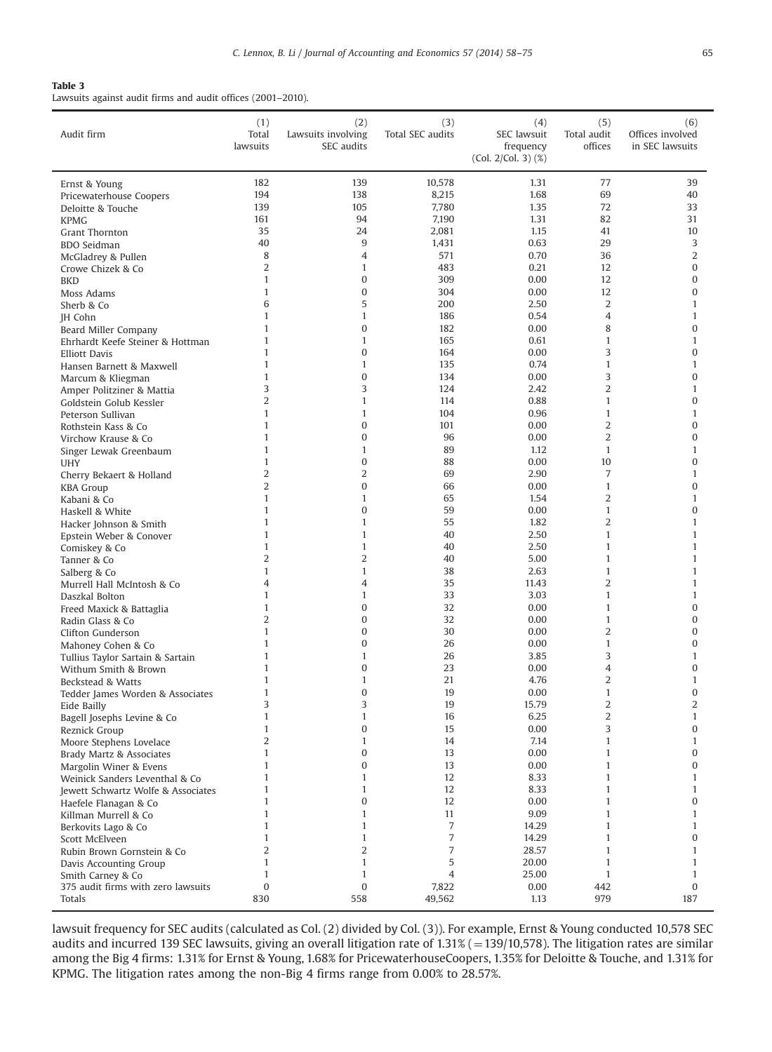**Table 3**
Lawsuits against audit firms and audit offices (2001–2010).

| Audit firm | (1) Total lawsuits | (2) Lawsuits involving SEC audits | (3) Total SEC audits | (4) SEC lawsuit frequency (Col. 2/Col. 3) (%) | (5) Total audit offices | (6) Offices involved in SEC lawsuits |
|---|---|---|---|---|---|---|
| Ernst & Young | 182 | 139 | 10,578 | 1.31 | 77 | 39 |
| Pricewaterhouse Coopers | 194 | 138 | 8,215 | 1.68 | 69 | 40 |
| Deloitte & Touche | 139 | 105 | 7,780 | 1.35 | 72 | 33 |
| KPMG | 161 | 94 | 7,190 | 1.31 | 82 | 31 |
| Grant Thornton | 35 | 24 | 2,081 | 1.15 | 41 | 10 |
| BDO Seidman | 40 | 9 | 1,431 | 0.63 | 29 | 3 |
| McGladrey & Pullen | 8 | 4 | 571 | 0.70 | 36 | 2 |
| Crowe Chizek & Co | 2 | 1 | 483 | 0.21 | 12 | 0 |
| BKD | 1 | 0 | 309 | 0.00 | 12 | 0 |
| Moss Adams | 1 | 0 | 304 | 0.00 | 12 | 0 |
| Sherb & Co | 6 | 5 | 200 | 2.50 | 2 | 1 |
| JH Cohn | 1 | 1 | 186 | 0.54 | 4 | 1 |
| Beard Miller Company | 1 | 0 | 182 | 0.00 | 8 | 0 |
| Ehrhardt Keefe Steiner & Hottman | 1 | 1 | 165 | 0.61 | 1 | 1 |
| Elliott Davis | 1 | 0 | 164 | 0.00 | 3 | 0 |
| Hansen Barnett & Maxwell | 1 | 1 | 135 | 0.74 | 1 | 1 |
| Marcum & Kliegman | 1 | 0 | 134 | 0.00 | 3 | 0 |
| Amper Politziner & Mattia | 3 | 3 | 124 | 2.42 | 2 | 1 |
| Goldstein Golub Kessler | 2 | 1 | 114 | 0.88 | 1 | 0 |
| Peterson Sullivan | 1 | 1 | 104 | 0.96 | 1 | 1 |
| Rothstein Kass & Co | 1 | 0 | 101 | 0.00 | 2 | 0 |
| Virchow Krause & Co | 1 | 0 | 96 | 0.00 | 2 | 0 |
| Singer Lewak Greenbaum | 1 | 1 | 89 | 1.12 | 1 | 1 |
| UHY | 1 | 0 | 88 | 0.00 | 10 | 0 |
| Cherry Bekaert & Holland | 2 | 2 | 69 | 2.90 | 7 | 1 |
| KBA Group | 2 | 0 | 66 | 0.00 | 1 | 0 |
| Kabani & Co | 1 | 1 | 65 | 1.54 | 2 | 1 |
| Haskell & White | 1 | 0 | 59 | 0.00 | 1 | 0 |
| Hacker Johnson & Smith | 1 | 1 | 55 | 1.82 | 2 | 1 |
| Epstein Weber & Conover | 1 | 1 | 40 | 2.50 | 1 | 1 |
| Comiskey & Co | 1 | 1 | 40 | 2.50 | 1 | 1 |
| Tanner & Co | 2 | 2 | 40 | 5.00 | 1 | 1 |
| Salberg & Co | 1 | 1 | 38 | 2.63 | 1 | 1 |
| Murrell Hall McIntosh & Co | 4 | 4 | 35 | 11.43 | 2 | 1 |
| Daszkal Bolton | 1 | 1 | 33 | 3.03 | 1 | 1 |
| Freed Maxick & Battaglia | 1 | 0 | 32 | 0.00 | 1 | 0 |
| Radin Glass & Co | 2 | 0 | 32 | 0.00 | 1 | 0 |
| Clifton Gunderson | 1 | 0 | 30 | 0.00 | 2 | 0 |
| Mahoney Cohen & Co | 1 | 0 | 26 | 0.00 | 1 | 0 |
| Tullius Taylor Sartain & Sartain | 1 | 1 | 26 | 3.85 | 3 | 1 |
| Withum Smith & Brown | 1 | 0 | 23 | 0.00 | 4 | 0 |
| Beckstead & Watts | 1 | 1 | 21 | 4.76 | 2 | 1 |
| Tedder James Worden & Associates | 1 | 0 | 19 | 0.00 | 1 | 0 |
| Eide Bailly | 3 | 3 | 19 | 15.79 | 2 | 2 |
| Bagell Josephs Levine & Co | 1 | 1 | 16 | 6.25 | 2 | 1 |
| Reznick Group | 1 | 0 | 15 | 0.00 | 3 | 0 |
| Moore Stephens Lovelace | 2 | 1 | 14 | 7.14 | 1 | 1 |
| Brady Martz & Associates | 1 | 0 | 13 | 0.00 | 1 | 0 |
| Margolin Winer & Evens | 1 | 0 | 13 | 0.00 | 1 | 0 |
| Weinick Sanders Leventhal & Co | 1 | 1 | 12 | 8.33 | 1 | 1 |
| Jewett Schwartz Wolfe & Associates | 1 | 1 | 12 | 8.33 | 1 | 1 |
| Haefele Flanagan & Co | 1 | 0 | 12 | 0.00 | 1 | 0 |
| Killman Murrell & Co | 1 | 1 | 11 | 9.09 | 1 | 1 |
| Berkovits Lago & Co | 1 | 1 | 7 | 14.29 | 1 | 1 |
| Scott McElveen | 1 | 1 | 7 | 14.29 | 1 | 0 |
| Rubin Brown Gornstein & Co | 2 | 2 | 7 | 28.57 | 1 | 1 |
| Davis Accounting Group | 1 | 1 | 5 | 20.00 | 1 | 1 |
| Smith Carney & Co | 1 | 1 | 4 | 25.00 | 1 | 1 |
| 375 audit firms with zero lawsuits | 0 | 0 | 7,822 | 0.00 | 442 | 0 |
| Totals | 830 | 558 | 49,562 | 1.13 | 979 | 187 |

lawsuit frequency for SEC audits (calculated as Col. (2) divided by Col. (3)). For example, Ernst & Young conducted 10,578 SEC audits and incurred 139 SEC lawsuits, giving an overall litigation rate of 1.31% (=139/10,578). The litigation rates are similar among the Big 4 firms: 1.31% for Ernst & Young, 1.68% for PricewaterhouseCoopers, 1.35% for Deloitte & Touche, and 1.31% for KPMG. The litigation rates among the non-Big 4 firms range from 0.00% to 28.57%.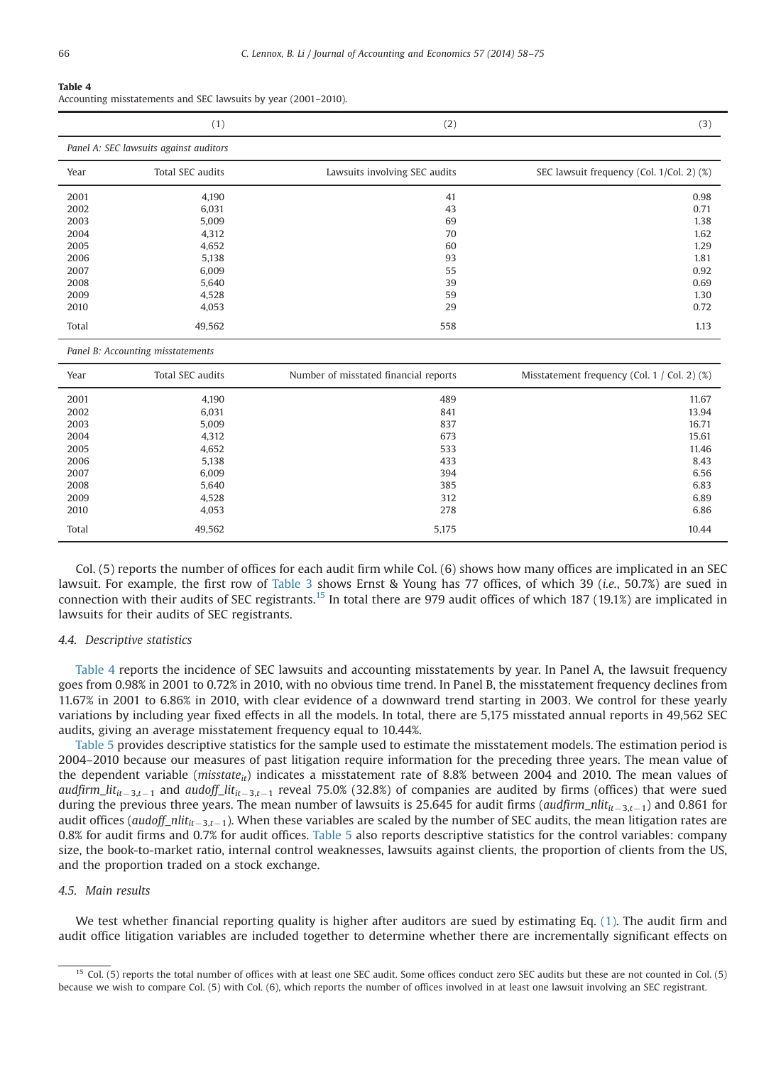**Table 4**
Accounting misstatements and SEC lawsuits by year (2001–2010).

| | (1) | (2) | (3) |
|---|---|---|---|
| *Panel A: SEC lawsuits against auditors* | | | |
| Year | Total SEC audits | Lawsuits involving SEC audits | SEC lawsuit frequency (Col. 1/Col. 2) (%) |
| 2001 | 4,190 | 41 | 0.98 |
| 2002 | 6,031 | 43 | 0.71 |
| 2003 | 5,009 | 69 | 1.38 |
| 2004 | 4,312 | 70 | 1.62 |
| 2005 | 4,652 | 60 | 1.29 |
| 2006 | 5,138 | 93 | 1.81 |
| 2007 | 6,009 | 55 | 0.92 |
| 2008 | 5,640 | 39 | 0.69 |
| 2009 | 4,528 | 59 | 1.30 |
| 2010 | 4,053 | 29 | 0.72 |
| Total | 49,562 | 558 | 1.13 |
| *Panel B: Accounting misstatements* | | | |
| Year | Total SEC audits | Number of misstated financial reports | Misstatement frequency (Col. 1 / Col. 2) (%) |
| 2001 | 4,190 | 489 | 11.67 |
| 2002 | 6,031 | 841 | 13.94 |
| 2003 | 5,009 | 837 | 16.71 |
| 2004 | 4,312 | 673 | 15.61 |
| 2005 | 4,652 | 533 | 11.46 |
| 2006 | 5,138 | 433 | 8.43 |
| 2007 | 6,009 | 394 | 6.56 |
| 2008 | 5,640 | 385 | 6.83 |
| 2009 | 4,528 | 312 | 6.89 |
| 2010 | 4,053 | 278 | 6.86 |
| Total | 49,562 | 5,175 | 10.44 |

Col. (5) reports the number of offices for each audit firm while Col. (6) shows how many offices are implicated in an SEC lawsuit. For example, the first row of Table 3 shows Ernst & Young has 77 offices, of which 39 (*i.e.*, 50.7%) are sued in connection with their audits of SEC registrants.[15] In total there are 979 audit offices of which 187 (19.1%) are implicated in lawsuits for their audits of SEC registrants.

### 4.4. Descriptive statistics

Table 4 reports the incidence of SEC lawsuits and accounting misstatements by year. In Panel A, the lawsuit frequency goes from 0.98% in 2001 to 0.72% in 2010, with no obvious time trend. In Panel B, the misstatement frequency declines from 11.67% in 2001 to 6.86% in 2010, with clear evidence of a downward trend starting in 2003. We control for these yearly variations by including year fixed effects in all the models. In total, there are 5,175 misstated annual reports in 49,562 SEC audits, giving an average misstatement frequency equal to 10.44%.

Table 5 provides descriptive statistics for the sample used to estimate the misstatement models. The estimation period is 2004–2010 because our measures of past litigation require information for the preceding three years. The mean value of the dependent variable ($misstate_{it}$) indicates a misstatement rate of 8.8% between 2004 and 2010. The mean values of $audfirm\_lit_{it-3,t-1}$ and $audoff\_lit_{it-3,t-1}$ reveal 75.0% (32.8%) of companies are audited by firms (offices) that were sued during the previous three years. The mean number of lawsuits is 25.645 for audit firms ($audfirm\_nlit_{it-3,t-1}$) and 0.861 for audit offices ($audoff\_nlit_{it-3,t-1}$). When these variables are scaled by the number of SEC audits, the mean litigation rates are 0.8% for audit firms and 0.7% for audit offices. Table 5 also reports descriptive statistics for the control variables: company size, the book-to-market ratio, internal control weaknesses, lawsuits against clients, the proportion of clients from the US, and the proportion traded on a stock exchange.

### 4.5. Main results

We test whether financial reporting quality is higher after auditors are sued by estimating Eq. (1). The audit firm and audit office litigation variables are included together to determine whether there are incrementally significant effects on

[15] Col. (5) reports the total number of offices with at least one SEC audit. Some offices conduct zero SEC audits but these are not counted in Col. (5) because we wish to compare Col. (5) with Col. (6), which reports the number of offices involved in at least one lawsuit involving an SEC registrant.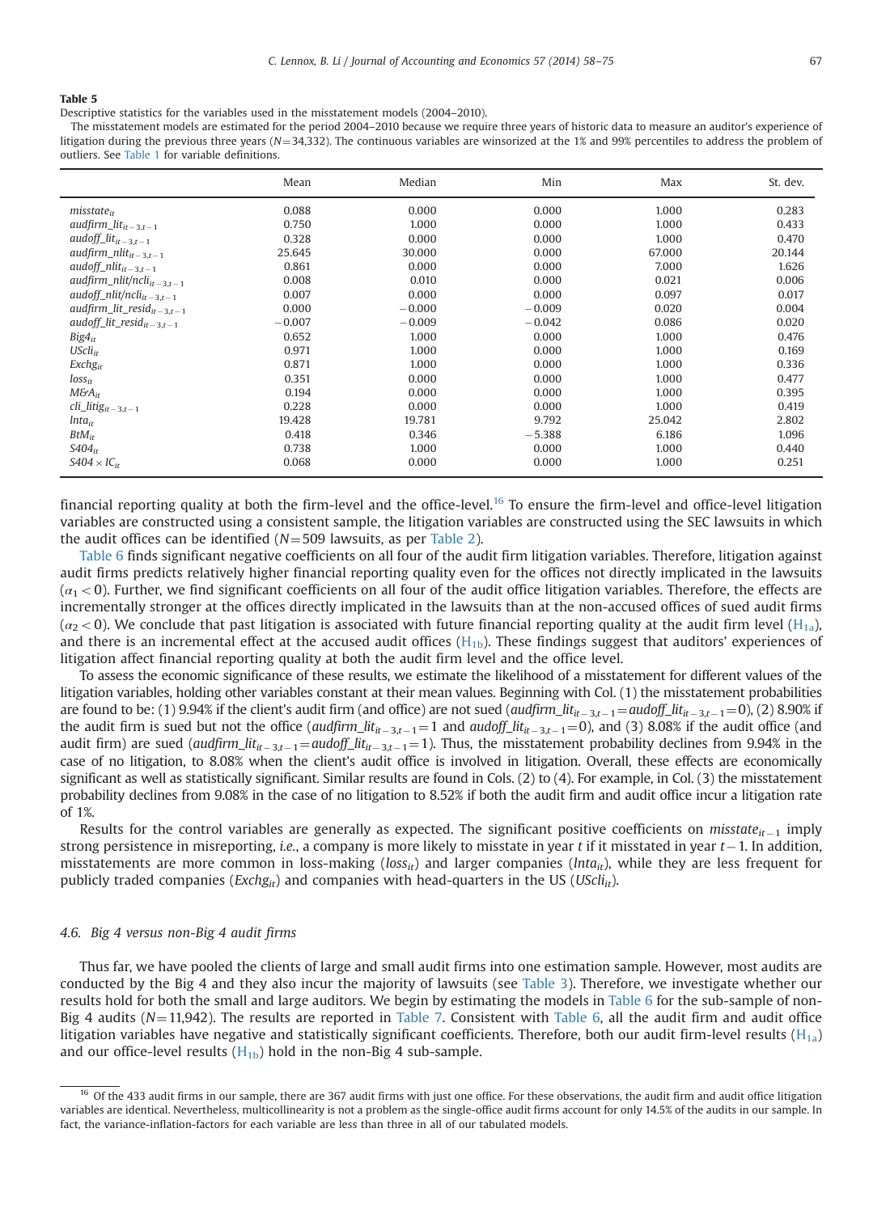**Table 5**

Descriptive statistics for the variables used in the misstatement models (2004–2010).

The misstatement models are estimated for the period 2004–2010 because we require three years of historic data to measure an auditor's experience of litigation during the previous three years ($N$=34,332). The continuous variables are winsorized at the 1% and 99% percentiles to address the problem of outliers. See Table 1 for variable definitions.

| | Mean | Median | Min | Max | St. dev. |
|---|---|---|---|---|---|
| $misstate_{it}$ | 0.088 | 0.000 | 0.000 | 1.000 | 0.283 |
| $audfirm\_lit_{it-3,t-1}$ | 0.750 | 1.000 | 0.000 | 1.000 | 0.433 |
| $audoff\_lit_{it-3,t-1}$ | 0.328 | 0.000 | 0.000 | 1.000 | 0.470 |
| $audfirm\_nlit_{it-3,t-1}$ | 25.645 | 30.000 | 0.000 | 67.000 | 20.144 |
| $audoff\_nlit_{it-3,t-1}$ | 0.861 | 0.000 | 0.000 | 7.000 | 1.626 |
| $audfirm\_nlit/ncli_{it-3,t-1}$ | 0.008 | 0.010 | 0.000 | 0.021 | 0.006 |
| $audoff\_nlit/ncli_{it-3,t-1}$ | 0.007 | 0.000 | 0.000 | 0.097 | 0.017 |
| $audfirm\_lit\_resid_{it-3,t-1}$ | 0.000 | −0.000 | −0.009 | 0.020 | 0.004 |
| $audoff\_lit\_resid_{it-3,t-1}$ | −0.007 | −0.009 | −0.042 | 0.086 | 0.020 |
| $Big4_{it}$ | 0.652 | 1.000 | 0.000 | 1.000 | 0.476 |
| $UScli_{it}$ | 0.971 | 1.000 | 0.000 | 1.000 | 0.169 |
| $Exchg_{it}$ | 0.871 | 1.000 | 0.000 | 1.000 | 0.336 |
| $loss_{it}$ | 0.351 | 0.000 | 0.000 | 1.000 | 0.477 |
| $M\&A_{it}$ | 0.194 | 0.000 | 0.000 | 1.000 | 0.395 |
| $cli\_litig_{it-3,t-1}$ | 0.228 | 0.000 | 0.000 | 1.000 | 0.419 |
| $lnta_{it}$ | 19.428 | 19.781 | 9.792 | 25.042 | 2.802 |
| $BtM_{it}$ | 0.418 | 0.346 | −5.388 | 6.186 | 1.096 |
| $S404_{it}$ | 0.738 | 1.000 | 0.000 | 1.000 | 0.440 |
| $S404 \times IC_{it}$ | 0.068 | 0.000 | 0.000 | 1.000 | 0.251 |

financial reporting quality at both the firm-level and the office-level.[16] To ensure the firm-level and office-level litigation variables are constructed using a consistent sample, the litigation variables are constructed using the SEC lawsuits in which the audit offices can be identified ($N$=509 lawsuits, as per Table 2).

Table 6 finds significant negative coefficients on all four of the audit firm litigation variables. Therefore, litigation against audit firms predicts relatively higher financial reporting quality even for the offices not directly implicated in the lawsuits ($\alpha_1 < 0$). Further, we find significant coefficients on all four of the audit office litigation variables. Therefore, the effects are incrementally stronger at the offices directly implicated in the lawsuits than at the non-accused offices of sued audit firms ($\alpha_2 < 0$). We conclude that past litigation is associated with future financial reporting quality at the audit firm level ($H_{1a}$), and there is an incremental effect at the accused audit offices ($H_{1b}$). These findings suggest that auditors' experiences of litigation affect financial reporting quality at both the audit firm level and the office level.

To assess the economic significance of these results, we estimate the likelihood of a misstatement for different values of the litigation variables, holding other variables constant at their mean values. Beginning with Col. (1) the misstatement probabilities are found to be: (1) 9.94% if the client's audit firm (and office) are not sued ($audfirm\_lit_{it-3,t-1}=audoff\_lit_{it-3,t-1}=0$), (2) 8.90% if the audit firm is sued but not the office ($audfirm\_lit_{it-3,t-1}=1$ and $audoff\_lit_{it-3,t-1}=0$), and (3) 8.08% if the audit office (and audit firm) are sued ($audfirm\_lit_{it-3,t-1}=audoff\_lit_{it-3,t-1}=1$). Thus, the misstatement probability declines from 9.94% in the case of no litigation, to 8.08% when the client's audit office is involved in litigation. Overall, these effects are economically significant as well as statistically significant. Similar results are found in Cols. (2) to (4). For example, in Col. (3) the misstatement probability declines from 9.08% in the case of no litigation to 8.52% if both the audit firm and audit office incur a litigation rate of 1%.

Results for the control variables are generally as expected. The significant positive coefficients on $misstate_{it-1}$ imply strong persistence in misreporting, *i.e.*, a company is more likely to misstate in year $t$ if it misstated in year $t-1$. In addition, misstatements are more common in loss-making ($loss_{it}$) and larger companies ($lnta_{it}$), while they are less frequent for publicly traded companies ($Exchg_{it}$) and companies with head-quarters in the US ($UScli_{it}$).

### 4.6. Big 4 versus non-Big 4 audit firms

Thus far, we have pooled the clients of large and small audit firms into one estimation sample. However, most audits are conducted by the Big 4 and they also incur the majority of lawsuits (see Table 3). Therefore, we investigate whether our results hold for both the small and large auditors. We begin by estimating the models in Table 6 for the sub-sample of non-Big 4 audits ($N$=11,942). The results are reported in Table 7. Consistent with Table 6, all the audit firm and audit office litigation variables have negative and statistically significant coefficients. Therefore, both our audit firm-level results ($H_{1a}$) and our office-level results ($H_{1b}$) hold in the non-Big 4 sub-sample.

---

[16] Of the 433 audit firms in our sample, there are 367 audit firms with just one office. For these observations, the audit firm and audit office litigation variables are identical. Nevertheless, multicollinearity is not a problem as the single-office audit firms account for only 14.5% of the audits in our sample. In fact, the variance-inflation-factors for each variable are less than three in all of our tabulated models.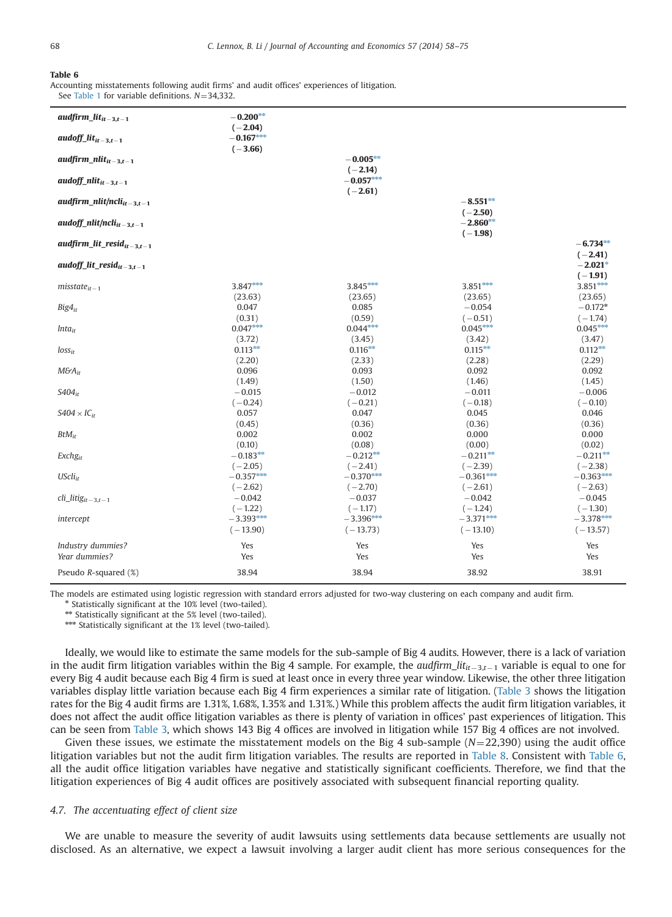**Table 6**
Accounting misstatements following audit firms' and audit offices' experiences of litigation.
See Table 1 for variable definitions. $N=34{,}332$.

| | | | | |
|---|---|---|---|---|
| ***audfirm_lit***$_{it-3,t-1}$ | **−0.200\*\*** | | | |
| | **(−2.04)** | | | |
| ***audoff_lit***$_{it-3,t-1}$ | **−0.167\*\*\*** | | | |
| | **(−3.66)** | | | |
| ***audfirm_nlit***$_{it-3,t-1}$ | | **−0.005\*\*** | | |
| | | **(−2.14)** | | |
| ***audoff_nlit***$_{it-3,t-1}$ | | **−0.057\*\*\*** | | |
| | | **(−2.61)** | | |
| ***audfirm_nlit/ncli***$_{it-3,t-1}$ | | | **−8.551\*\*** | |
| | | | **(−2.50)** | |
| ***audoff_nlit/ncli***$_{it-3,t-1}$ | | | **−2.860\*\*** | |
| | | | **(−1.98)** | |
| ***audfirm_lit_resid***$_{it-3,t-1}$ | | | | **−6.734\*\*** |
| | | | | **(−2.41)** |
| ***audoff_lit_resid***$_{it-3,t-1}$ | | | | **−2.021\*** |
| | | | | **(−1.91)** |
| *misstate*$_{it-1}$ | 3.847\*\*\* | 3.845\*\*\* | 3.851\*\*\* | 3.851\*\*\* |
| | (23.63) | (23.65) | (23.65) | (23.65) |
| *Big4*$_{it}$ | 0.047 | 0.085 | −0.054 | −0.172\* |
| | (0.31) | (0.59) | (−0.51) | (−1.74) |
| *lnta*$_{it}$ | 0.047\*\*\* | 0.044\*\*\* | 0.045\*\*\* | 0.045\*\*\* |
| | (3.72) | (3.45) | (3.42) | (3.47) |
| *loss*$_{it}$ | 0.113\*\* | 0.116\*\* | 0.115\*\* | 0.112\*\* |
| | (2.20) | (2.33) | (2.28) | (2.29) |
| *M&A*$_{it}$ | 0.096 | 0.093 | 0.092 | 0.092 |
| | (1.49) | (1.50) | (1.46) | (1.45) |
| *S404*$_{it}$ | −0.015 | −0.012 | −0.011 | −0.006 |
| | (−0.24) | (−0.21) | (−0.18) | (−0.10) |
| *S404 × IC*$_{it}$ | 0.057 | 0.047 | 0.045 | 0.046 |
| | (0.45) | (0.36) | (0.36) | (0.36) |
| *BtM*$_{it}$ | 0.002 | 0.002 | 0.000 | 0.000 |
| | (0.10) | (0.08) | (0.00) | (0.02) |
| *Exchg*$_{it}$ | −0.183\*\* | −0.212\*\* | −0.211\*\* | −0.211\*\* |
| | (−2.05) | (−2.41) | (−2.39) | (−2.38) |
| *UScli*$_{it}$ | −0.357\*\*\* | −0.370\*\*\* | −0.361\*\*\* | −0.363\*\*\* |
| | (−2.62) | (−2.70) | (−2.61) | (−2.63) |
| *cli_litig*$_{it-3,t-1}$ | −0.042 | −0.037 | −0.042 | −0.045 |
| | (−1.22) | (−1.17) | (−1.24) | (−1.30) |
| *intercept* | −3.393\*\*\* | −3.396\*\*\* | −3.371\*\*\* | −3.378\*\*\* |
| | (−13.90) | (−13.73) | (−13.10) | (−13.57) |
| *Industry dummies?* | Yes | Yes | Yes | Yes |
| *Year dummies?* | Yes | Yes | Yes | Yes |
| Pseudo *R*-squared (%) | 38.94 | 38.94 | 38.92 | 38.91 |

The models are estimated using logistic regression with standard errors adjusted for two-way clustering on each company and audit firm.

\* Statistically significant at the 10% level (two-tailed).

\*\* Statistically significant at the 5% level (two-tailed).

\*\*\* Statistically significant at the 1% level (two-tailed).

Ideally, we would like to estimate the same models for the sub-sample of Big 4 audits. However, there is a lack of variation in the audit firm litigation variables within the Big 4 sample. For example, the $audfirm\_lit_{it-3,t-1}$ variable is equal to one for every Big 4 audit because each Big 4 firm is sued at least once in every three year window. Likewise, the other three litigation variables display little variation because each Big 4 firm experiences a similar rate of litigation. (Table 3 shows the litigation rates for the Big 4 audit firms are 1.31%, 1.68%, 1.35% and 1.31%.) While this problem affects the audit firm litigation variables, it does not affect the audit office litigation variables as there is plenty of variation in offices' past experiences of litigation. This can be seen from Table 3, which shows 143 Big 4 offices are involved in litigation while 157 Big 4 offices are not involved.

Given these issues, we estimate the misstatement models on the Big 4 sub-sample ($N=22{,}390$) using the audit office litigation variables but not the audit firm litigation variables. The results are reported in Table 8. Consistent with Table 6, all the audit office litigation variables have negative and statistically significant coefficients. Therefore, we find that the litigation experiences of Big 4 audit offices are positively associated with subsequent financial reporting quality.

### *4.7. The accentuating effect of client size*

We are unable to measure the severity of audit lawsuits using settlements data because settlements are usually not disclosed. As an alternative, we expect a lawsuit involving a larger audit client has more serious consequences for the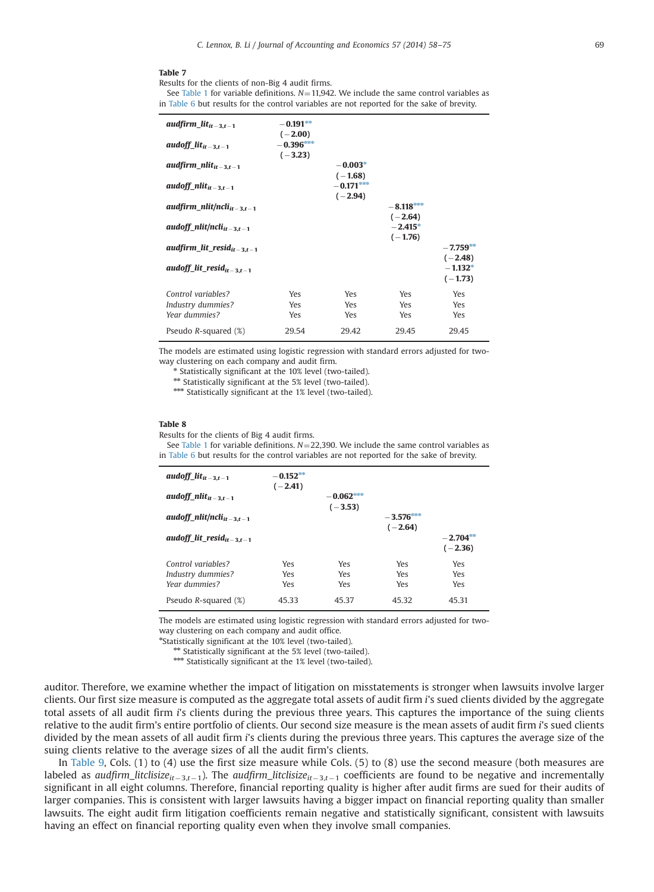**Table 7**

Results for the clients of non-Big 4 audit firms.

See Table 1 for variable definitions. N=11,942. We include the same control variables as in Table 6 but results for the control variables are not reported for the sake of brevity.

| | | | | |
|---|---|---|---|---|
| ***audfirm_lit*** $_{it-3,t-1}$ | **−0.191**** (**−2.00**) | | | |
| ***audoff_lit*** $_{it-3,t-1}$ | **−0.396***** (**−3.23**) | | | |
| ***audfirm_nlit*** $_{it-3,t-1}$ | | **−0.003*** (**−1.68**) | | |
| ***audoff_nlit*** $_{it-3,t-1}$ | | **−0.171***** (**−2.94**) | | |
| ***audfirm_nlit/ncli*** $_{it-3,t-1}$ | | | **−8.118***** (**−2.64**) | |
| ***audoff_nlit/ncli*** $_{it-3,t-1}$ | | | **−2.415*** (**−1.76**) | |
| ***audfirm_lit_resid*** $_{it-3,t-1}$ | | | | **−7.759**** (**−2.48**) |
| ***audoff_lit_resid*** $_{it-3,t-1}$ | | | | **−1.132*** (**−1.73**) |
| *Control variables?* | Yes | Yes | Yes | Yes |
| *Industry dummies?* | Yes | Yes | Yes | Yes |
| *Year dummies?* | Yes | Yes | Yes | Yes |
| Pseudo $R$-squared (%) | 29.54 | 29.42 | 29.45 | 29.45 |

The models are estimated using logistic regression with standard errors adjusted for two-way clustering on each company and audit firm.

\* Statistically significant at the 10% level (two-tailed).

\*\* Statistically significant at the 5% level (two-tailed).

\*\*\* Statistically significant at the 1% level (two-tailed).

**Table 8**

Results for the clients of Big 4 audit firms.

See Table 1 for variable definitions. N=22,390. We include the same control variables as in Table 6 but results for the control variables are not reported for the sake of brevity.

| | | | | |
|---|---|---|---|---|
| ***audoff_lit*** $_{it-3,t-1}$ | **−0.152**** (**−2.41**) | | | |
| ***audoff_nlit*** $_{it-3,t-1}$ | | **−0.062***** (**−3.53**) | | |
| ***audoff_nlit/ncli*** $_{it-3,t-1}$ | | | **−3.576***** (**−2.64**) | |
| ***audoff_lit_resid*** $_{it-3,t-1}$ | | | | **−2.704**** (**−2.36**) |
| *Control variables?* | Yes | Yes | Yes | Yes |
| *Industry dummies?* | Yes | Yes | Yes | Yes |
| *Year dummies?* | Yes | Yes | Yes | Yes |
| Pseudo $R$-squared (%) | 45.33 | 45.37 | 45.32 | 45.31 |

The models are estimated using logistic regression with standard errors adjusted for two-way clustering on each company and audit office.

\*Statistically significant at the 10% level (two-tailed).

\*\* Statistically significant at the 5% level (two-tailed).

\*\*\* Statistically significant at the 1% level (two-tailed).

auditor. Therefore, we examine whether the impact of litigation on misstatements is stronger when lawsuits involve larger clients. Our first size measure is computed as the aggregate total assets of audit firm $i$'s sued clients divided by the aggregate total assets of all audit firm $i$'s clients during the previous three years. This captures the importance of the suing clients relative to the audit firm's entire portfolio of clients. Our second size measure is the mean assets of audit firm $i$'s sued clients divided by the mean assets of all audit firm $i$'s clients during the previous three years. This captures the average size of the suing clients relative to the average sizes of all the audit firm's clients.

In Table 9, Cols. (1) to (4) use the first size measure while Cols. (5) to (8) use the second measure (both measures are labeled as *audfirm_litclisize* $_{it-3,t-1}$). The *audfirm_litclisize* $_{it-3,t-1}$ coefficients are found to be negative and incrementally significant in all eight columns. Therefore, financial reporting quality is higher after audit firms are sued for their audits of larger companies. This is consistent with larger lawsuits having a bigger impact on financial reporting quality than smaller lawsuits. The eight audit firm litigation coefficients remain negative and statistically significant, consistent with lawsuits having an effect on financial reporting quality even when they involve small companies.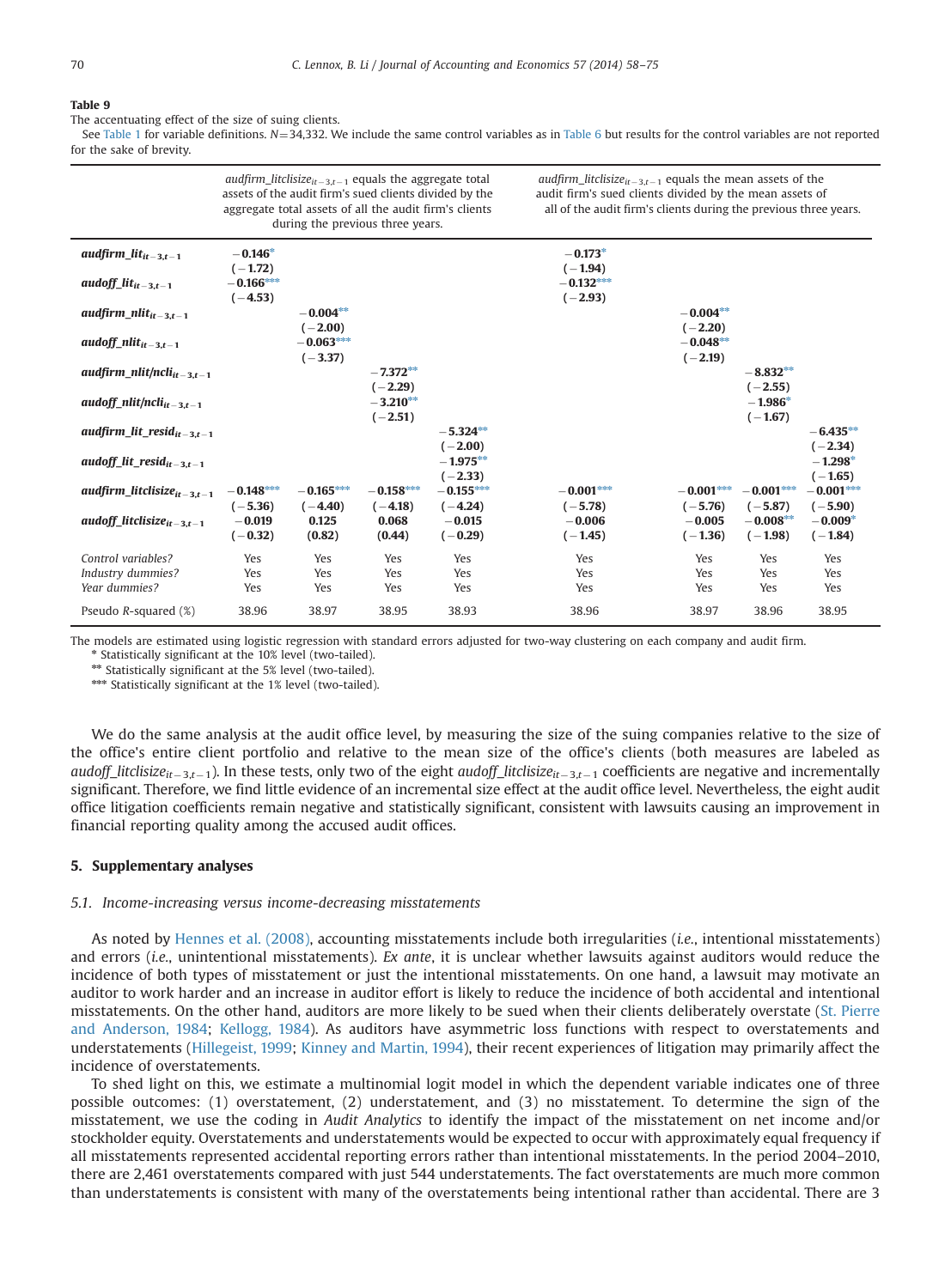**Table 9**
The accentuating effect of the size of suing clients.
See Table 1 for variable definitions. $N$=34,332. We include the same control variables as in Table 6 but results for the control variables are not reported for the sake of brevity.

| | $audfirm\_litclisize_{it-3,t-1}$ equals the aggregate total assets of the audit firm's sued clients divided by the aggregate total assets of all the audit firm's clients during the previous three years. | | | | $audfirm\_litclisize_{it-3,t-1}$ equals the mean assets of the audit firm's sued clients divided by the mean assets of all of the audit firm's clients during the previous three years. | | | |
|---|---|---|---|---|---|---|---|---|
| $audfirm\_lit_{it-3,t-1}$ | **−0.146*** (−1.72) | | | | **−0.173*** (−1.94) | | | |
| $audoff\_lit_{it-3,t-1}$ | **−0.166***** (−4.53) | | | | **−0.132***** (−2.93) | | | |
| $audfirm\_nlit_{it-3,t-1}$ | | **−0.004**** (−2.00) | | | | **−0.004**** (−2.20) | | |
| $audoff\_nlit_{it-3,t-1}$ | | **−0.063***** (−3.37) | | | | **−0.048**** (−2.19) | | |
| $audfirm\_nlit/ncli_{it-3,t-1}$ | | | **−7.372**** (−2.29) | | | | **−8.832**** (−2.55) | |
| $audoff\_nlit/ncli_{it-3,t-1}$ | | | **−3.210**** (−2.51) | | | | **−1.986*** (−1.67) | |
| $audfirm\_lit\_resid_{it-3,t-1}$ | | | | **−5.324**** (−2.00) | | | | **−6.435**** (−2.34) |
| $audoff\_lit\_resid_{it-3,t-1}$ | | | | **−1.975**** (−2.33) | | | | **−1.298*** (−1.65) |
| $audfirm\_litclisize_{it-3,t-1}$ | **−0.148***** (−5.36) | **−0.165***** (−4.40) | **−0.158***** (−4.18) | **−0.155***** (−4.24) | **−0.001***** (−5.78) | **−0.001***** (−5.76) | **−0.001***** (−5.87) | **−0.001***** (−5.90) |
| $audoff\_litclisize_{it-3,t-1}$ | −0.019 (−0.32) | 0.125 (0.82) | 0.068 (0.44) | −0.015 (−0.29) | −0.006 (−1.45) | −0.005 (−1.36) | **−0.008**** (−1.98) | **−0.009*** (−1.84) |
| *Control variables?* | Yes | Yes | Yes | Yes | Yes | Yes | Yes | Yes |
| *Industry dummies?* | Yes | Yes | Yes | Yes | Yes | Yes | Yes | Yes |
| *Year dummies?* | Yes | Yes | Yes | Yes | Yes | Yes | Yes | Yes |
| Pseudo $R$-squared (%) | 38.96 | 38.97 | 38.95 | 38.93 | 38.96 | 38.97 | 38.96 | 38.95 |

The models are estimated using logistic regression with standard errors adjusted for two-way clustering on each company and audit firm.
\* Statistically significant at the 10% level (two-tailed).
\*\* Statistically significant at the 5% level (two-tailed).
\*\*\* Statistically significant at the 1% level (two-tailed).

We do the same analysis at the audit office level, by measuring the size of the suing companies relative to the size of the office's entire client portfolio and relative to the mean size of the office's clients (both measures are labeled as $audoff\_litclisize_{it-3,t-1}$). In these tests, only two of the eight $audoff\_litclisize_{it-3,t-1}$ coefficients are negative and incrementally significant. Therefore, we find little evidence of an incremental size effect at the audit office level. Nevertheless, the eight audit office litigation coefficients remain negative and statistically significant, consistent with lawsuits causing an improvement in financial reporting quality among the accused audit offices.

## 5. Supplementary analyses

### 5.1. Income-increasing versus income-decreasing misstatements

As noted by Hennes et al. (2008), accounting misstatements include both irregularities (*i.e.*, intentional misstatements) and errors (*i.e.*, unintentional misstatements). *Ex ante*, it is unclear whether lawsuits against auditors would reduce the incidence of both types of misstatement or just the intentional misstatements. On one hand, a lawsuit may motivate an auditor to work harder and an increase in auditor effort is likely to reduce the incidence of both accidental and intentional misstatements. On the other hand, auditors are more likely to be sued when their clients deliberately overstate (St. Pierre and Anderson, 1984; Kellogg, 1984). As auditors have asymmetric loss functions with respect to overstatements and understatements (Hillegeist, 1999; Kinney and Martin, 1994), their recent experiences of litigation may primarily affect the incidence of overstatements.

To shed light on this, we estimate a multinomial logit model in which the dependent variable indicates one of three possible outcomes: (1) overstatement, (2) understatement, and (3) no misstatement. To determine the sign of the misstatement, we use the coding in *Audit Analytics* to identify the impact of the misstatement on net income and/or stockholder equity. Overstatements and understatements would be expected to occur with approximately equal frequency if all misstatements represented accidental reporting errors rather than intentional misstatements. In the period 2004–2010, there are 2,461 overstatements compared with just 544 understatements. The fact overstatements are much more common than understatements is consistent with many of the overstatements being intentional rather than accidental. There are 3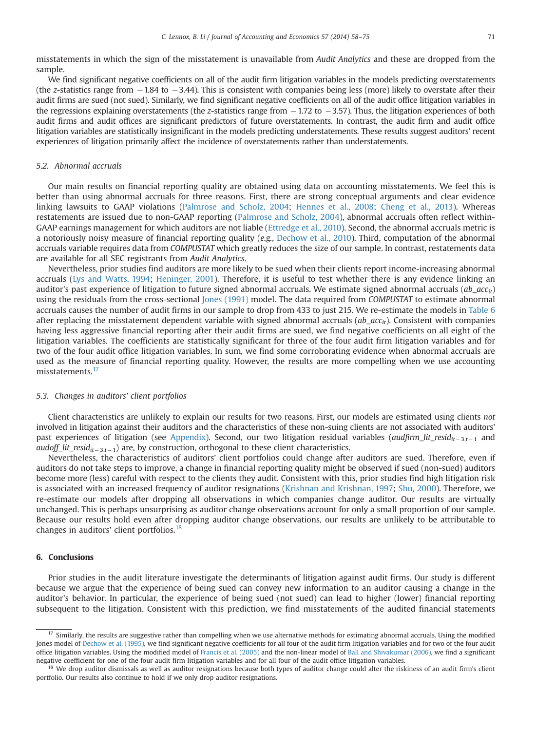misstatements in which the sign of the misstatement is unavailable from *Audit Analytics* and these are dropped from the sample.

We find significant negative coefficients on all of the audit firm litigation variables in the models predicting overstatements (the *z*-statistics range from −1.84 to −3.44). This is consistent with companies being less (more) likely to overstate after their audit firms are sued (not sued). Similarly, we find significant negative coefficients on all of the audit office litigation variables in the regressions explaining overstatements (the *z*-statistics range from −1.72 to −3.57). Thus, the litigation experiences of both audit firms and audit offices are significant predictors of future overstatements. In contrast, the audit firm and audit office litigation variables are statistically insignificant in the models predicting understatements. These results suggest auditors' recent experiences of litigation primarily affect the incidence of overstatements rather than understatements.

### 5.2. Abnormal accruals

Our main results on financial reporting quality are obtained using data on accounting misstatements. We feel this is better than using abnormal accruals for three reasons. First, there are strong conceptual arguments and clear evidence linking lawsuits to GAAP violations (Palmrose and Scholz, 2004; Hennes et al., 2008; Cheng et al., 2013). Whereas restatements are issued due to non-GAAP reporting (Palmrose and Scholz, 2004), abnormal accruals often reflect within-GAAP earnings management for which auditors are not liable (Ettredge et al., 2010). Second, the abnormal accruals metric is a notoriously noisy measure of financial reporting quality (*e.g.*, Dechow et al., 2010). Third, computation of the abnormal accruals variable requires data from *COMPUSTAT* which greatly reduces the size of our sample. In contrast, restatements data are available for all SEC registrants from *Audit Analytics*.

Nevertheless, prior studies find auditors are more likely to be sued when their clients report income-increasing abnormal accruals (Lys and Watts, 1994; Heninger, 2001). Therefore, it is useful to test whether there is any evidence linking an auditor's past experience of litigation to future signed abnormal accruals. We estimate signed abnormal accruals ($ab\_acc_{it}$) using the residuals from the cross-sectional Jones (1991) model. The data required from *COMPUSTAT* to estimate abnormal accruals causes the number of audit firms in our sample to drop from 433 to just 215. We re-estimate the models in Table 6 after replacing the misstatement dependent variable with signed abnormal accruals ($ab\_acc_{it}$). Consistent with companies having less aggressive financial reporting after their audit firms are sued, we find negative coefficients on all eight of the litigation variables. The coefficients are statistically significant for three of the four audit firm litigation variables and for two of the four audit office litigation variables. In sum, we find some corroborating evidence when abnormal accruals are used as the measure of financial reporting quality. However, the results are more compelling when we use accounting misstatements.[17]

### 5.3. Changes in auditors' client portfolios

Client characteristics are unlikely to explain our results for two reasons. First, our models are estimated using clients *not* involved in litigation against their auditors and the characteristics of these non-suing clients are not associated with auditors' past experiences of litigation (see Appendix). Second, our two litigation residual variables ($audfirm\_lit\_resid_{it-3,t-1}$ and $audoff\_lit\_resid_{it-3,t-1}$) are, by construction, orthogonal to these client characteristics.

Nevertheless, the characteristics of auditors' client portfolios could change after auditors are sued. Therefore, even if auditors do not take steps to improve, a change in financial reporting quality might be observed if sued (non-sued) auditors become more (less) careful with respect to the clients they audit. Consistent with this, prior studies find high litigation risk is associated with an increased frequency of auditor resignations (Krishnan and Krishnan, 1997; Shu, 2000). Therefore, we re-estimate our models after dropping all observations in which companies change auditor. Our results are virtually unchanged. This is perhaps unsurprising as auditor change observations account for only a small proportion of our sample. Because our results hold even after dropping auditor change observations, our results are unlikely to be attributable to changes in auditors' client portfolios.[18]

## 6. Conclusions

Prior studies in the audit literature investigate the determinants of litigation against audit firms. Our study is different because we argue that the experience of being sued can convey new information to an auditor causing a change in the auditor's behavior. In particular, the experience of being sued (not sued) can lead to higher (lower) financial reporting subsequent to the litigation. Consistent with this prediction, we find misstatements of the audited financial statements

---

[17] Similarly, the results are suggestive rather than compelling when we use alternative methods for estimating abnormal accruals. Using the modified Jones model of Dechow et al. (1995), we find significant negative coefficients for all four of the audit firm litigation variables and for two of the four audit office litigation variables. Using the modified model of Francis et al. (2005) and the non-linear model of Ball and Shivakumar (2006), we find a significant negative coefficient for one of the four audit firm litigation variables and for all four of the audit office litigation variables.

[18] We drop auditor dismissals as well as auditor resignations because both types of auditor change could alter the riskiness of an audit firm's client portfolio. Our results also continue to hold if we only drop auditor resignations.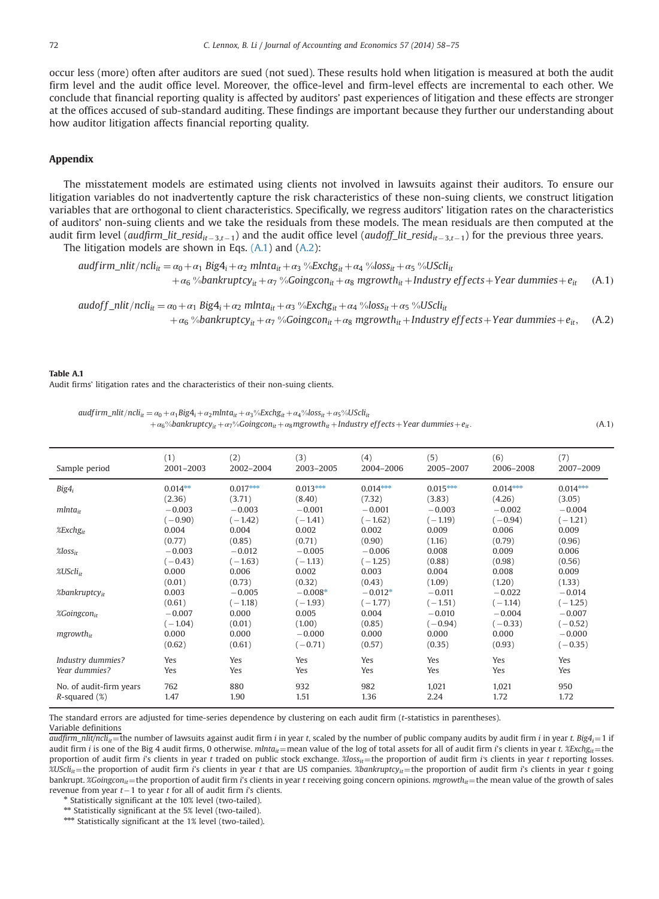occur less (more) often after auditors are sued (not sued). These results hold when litigation is measured at both the audit firm level and the audit office level. Moreover, the office-level and firm-level effects are incremental to each other. We conclude that financial reporting quality is affected by auditors' past experiences of litigation and these effects are stronger at the offices accused of sub-standard auditing. These findings are important because they further our understanding about how auditor litigation affects financial reporting quality.

## Appendix

The misstatement models are estimated using clients not involved in lawsuits against their auditors. To ensure our litigation variables do not inadvertently capture the risk characteristics of these non-suing clients, we construct litigation variables that are orthogonal to client characteristics. Specifically, we regress auditors' litigation rates on the characteristics of auditors' non-suing clients and we take the residuals from these models. The mean residuals are then computed at the audit firm level ($audfirm\_lit\_resid_{it-3,t-1}$) and the audit office level ($audoff\_lit\_resid_{it-3,t-1}$) for the previous three years.

The litigation models are shown in Eqs. (A.1) and (A.2):

$$audfirm\_nlit/ncli_{it} = \alpha_0 + \alpha_1\ Big4_i + \alpha_2\ mlnta_{it} + \alpha_3\ \%Exchg_{it} + \alpha_4\ \%loss_{it} + \alpha_5\ \%UScli_{it} + \alpha_6\ \%bankruptcy_{it} + \alpha_7\ \%Goingcon_{it} + \alpha_8\ mgrowth_{it} + Industry\ effects + Year\ dummies + e_{it} \quad (A.1)$$

$$audoff\_nlit/ncli_{it} = \alpha_0 + \alpha_1\ Big4_i + \alpha_2\ mlnta_{it} + \alpha_3\ \%Exchg_{it} + \alpha_4\ \%loss_{it} + \alpha_5\ \%UScli_{it} + \alpha_6\ \%bankruptcy_{it} + \alpha_7\ \%Goingcon_{it} + \alpha_8\ mgrowth_{it} + Industry\ effects + Year\ dummies + e_{it}, \quad (A.2)$$

**Table A.1**
Audit firms' litigation rates and the characteristics of their non-suing clients.

$$audfirm\_nlit/ncli_{it} = \alpha_0 + \alpha_1 Big4_i + \alpha_2 mlnta_{it} + \alpha_3\%Exchg_{it} + \alpha_4\%loss_{it} + \alpha_5\%UScli_{it} + \alpha_6\%bankruptcy_{it} + \alpha_7\%Goingcon_{it} + \alpha_8 mgrowth_{it} + Industry\ effects + Year\ dummies + e_{it}. \quad (A.1)$$

| Sample period | (1) 2001–2003 | (2) 2002–2004 | (3) 2003–2005 | (4) 2004–2006 | (5) 2005–2007 | (6) 2006–2008 | (7) 2007–2009 |
|---|---|---|---|---|---|---|---|
| $Big4_i$ | 0.014** | 0.017*** | 0.013*** | 0.014*** | 0.015*** | 0.014*** | 0.014*** |
| | (2.36) | (3.71) | (8.40) | (7.32) | (3.83) | (4.26) | (3.05) |
| $mlnta_{it}$ | −0.003 | −0.003 | −0.001 | −0.001 | −0.003 | −0.002 | −0.004 |
| | (−0.90) | (−1.42) | (−1.41) | (−1.62) | (−1.19) | (−0.94) | (−1.21) |
| $\%Exchg_{it}$ | 0.004 | 0.004 | 0.002 | 0.002 | 0.009 | 0.006 | 0.009 |
| | (0.77) | (0.85) | (0.71) | (0.90) | (1.16) | (0.79) | (0.96) |
| $\%loss_{it}$ | −0.003 | −0.012 | −0.005 | −0.006 | 0.008 | 0.009 | 0.006 |
| | (−0.43) | (−1.63) | (−1.13) | (−1.25) | (0.88) | (0.98) | (0.56) |
| $\%UScli_{it}$ | 0.000 | 0.006 | 0.002 | 0.003 | 0.004 | 0.008 | 0.009 |
| | (0.01) | (0.73) | (0.32) | (0.43) | (1.09) | (1.20) | (1.33) |
| $\%bankruptcy_{it}$ | 0.003 | −0.005 | −0.008* | −0.012* | −0.011 | −0.022 | −0.014 |
| | (0.61) | (−1.18) | (−1.93) | (−1.77) | (−1.51) | (−1.14) | (−1.25) |
| $\%Goingcon_{it}$ | −0.007 | 0.000 | 0.005 | 0.004 | −0.010 | −0.004 | −0.007 |
| | (−1.04) | (0.01) | (1.00) | (0.85) | (−0.94) | (−0.33) | (−0.52) |
| $mgrowth_{it}$ | 0.000 | 0.000 | −0.000 | 0.000 | 0.000 | 0.000 | −0.000 |
| | (0.62) | (0.61) | (−0.71) | (0.57) | (0.35) | (0.93) | (−0.35) |
| *Industry dummies?* | Yes | Yes | Yes | Yes | Yes | Yes | Yes |
| *Year dummies?* | Yes | Yes | Yes | Yes | Yes | Yes | Yes |
| No. of audit-firm years | 762 | 880 | 932 | 982 | 1,021 | 1,021 | 950 |
| *R*-squared (%) | 1.47 | 1.90 | 1.51 | 1.36 | 2.24 | 1.72 | 1.72 |

The standard errors are adjusted for time-series dependence by clustering on each audit firm (*t*-statistics in parentheses).

Variable definitions

$audfirm\_nlit/ncli_{it}$ = the number of lawsuits against audit firm *i* in year *t*, scaled by the number of public company audits by audit firm *i* in year *t*. $Big4_i$ = 1 if audit firm *i* is one of the Big 4 audit firms, 0 otherwise. $mlnta_{it}$ = mean value of the log of total assets for all of audit firm *i*'s clients in year *t*. $\%Exchg_{it}$ = the proportion of audit firm *i*'s clients in year *t* traded on public stock exchange. $\%loss_{it}$ = the proportion of audit firm *i*'s clients in year *t* reporting losses. $\%UScli_{it}$ = the proportion of audit firm *i*'s clients in year *t* that are US companies. $\%bankruptcy_{it}$ = the proportion of audit firm *i*'s clients in year *t* going bankrupt. $\%Goingcon_{it}$ = the proportion of audit firm *i*'s clients in year *t* receiving going concern opinions. $mgrowth_{it}$ = the mean value of the growth of sales revenue from year $t-1$ to year *t* for all of audit firm *i*'s clients.

\* Statistically significant at the 10% level (two-tailed).

\*\* Statistically significant at the 5% level (two-tailed).

\*\*\* Statistically significant at the 1% level (two-tailed).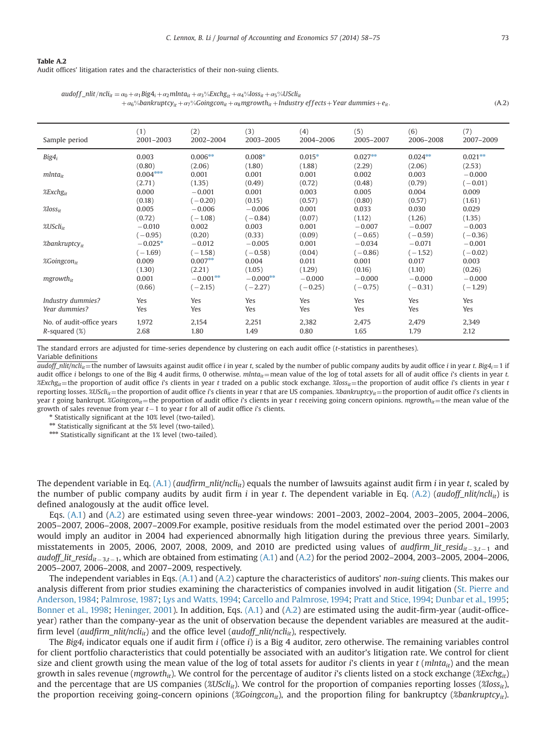**Table A.2**
Audit offices' litigation rates and the characteristics of their non-suing clients.

$$audoff\_nlit/ncli_{it} = \alpha_0 + \alpha_1 Big4_i + \alpha_2 mlnta_{it} + \alpha_3 \%Exchg_{it} + \alpha_4 \%loss_{it} + \alpha_5 \%UScli_{it} + \alpha_6 \%bankruptcy_{it} + \alpha_7 \%Goingcon_{it} + \alpha_8 mgrowth_{it} + Industry\ effects + Year\ dummies + e_{it}. \quad (A.2)$$

| Sample period | (1) 2001–2003 | (2) 2002–2004 | (3) 2003–2005 | (4) 2004–2006 | (5) 2005–2007 | (6) 2006–2008 | (7) 2007–2009 |
|---|---|---|---|---|---|---|---|
| $Big4_i$ | 0.003 | 0.006** | 0.008* | 0.015* | 0.027** | 0.024** | 0.021** |
| | (0.80) | (2.06) | (1.80) | (1.88) | (2.29) | (2.06) | (2.53) |
| $mlnta_{it}$ | 0.004*** | 0.001 | 0.001 | 0.001 | 0.002 | 0.003 | −0.000 |
| | (2.71) | (1.35) | (0.49) | (0.72) | (0.48) | (0.79) | (−0.01) |
| $\%Exchg_{it}$ | 0.000 | −0.001 | 0.001 | 0.003 | 0.005 | 0.004 | 0.009 |
| | (0.18) | (−0.20) | (0.15) | (0.57) | (0.80) | (0.57) | (1.61) |
| $\%loss_{it}$ | 0.005 | −0.006 | −0.006 | 0.001 | 0.033 | 0.030 | 0.029 |
| | (0.72) | (−1.08) | (−0.84) | (0.07) | (1.12) | (1.26) | (1.35) |
| $\%UScli_{it}$ | −0.010 | 0.002 | 0.003 | 0.001 | −0.007 | −0.007 | −0.003 |
| | (−0.95) | (0.20) | (0.33) | (0.09) | (−0.65) | (−0.59) | (−0.36) |
| $\%bankruptcy_{it}$ | −0.025* | −0.012 | −0.005 | 0.001 | −0.034 | −0.071 | −0.001 |
| | (−1.69) | (−1.58) | (−0.58) | (0.04) | (−0.86) | (−1.52) | (−0.02) |
| $\%Goingcon_{it}$ | 0.009 | 0.007** | 0.004 | 0.011 | 0.001 | 0.017 | 0.003 |
| | (1.30) | (2.21) | (1.05) | (1.29) | (0.16) | (1.10) | (0.26) |
| $mgrowth_{it}$ | 0.001 | −0.001** | −0.000** | −0.000 | −0.000 | −0.000 | −0.000 |
| | (0.66) | (−2.15) | (−2.27) | (−0.25) | (−0.75) | (−0.31) | (−1.29) |
| *Industry dummies?* | Yes | Yes | Yes | Yes | Yes | Yes | Yes |
| *Year dummies?* | Yes | Yes | Yes | Yes | Yes | Yes | Yes |
| No. of audit-office years | 1,972 | 2,154 | 2,251 | 2,382 | 2,475 | 2,479 | 2,349 |
| *R*-squared (%) | 2.68 | 1.80 | 1.49 | 0.80 | 1.65 | 1.79 | 2.12 |

The standard errors are adjusted for time-series dependence by clustering on each audit office (*t*-statistics in parentheses).

Variable definitions

$audoff\_nlit/ncli_{it}$ = the number of lawsuits against audit office *i* in year *t*, scaled by the number of public company audits by audit office *i* in year *t*. $Big4_i$ = 1 if audit office *i* belongs to one of the Big 4 audit firms, 0 otherwise. $mlnta_{it}$ = mean value of the log of total assets for all of audit office *i*'s clients in year *t*. $\%Exchg_{it}$ = the proportion of audit office *i*'s clients in year *t* traded on a public stock exchange. $\%loss_{it}$ = the proportion of audit office *i*'s clients in year *t* reporting losses. $\%UScli_{it}$ = the proportion of audit office *i*'s clients in year *t* that are US companies. $\%bankruptcy_{it}$ = the proportion of audit office *i*'s clients in year *t* going bankrupt. $\%Goingcon_{it}$ = the proportion of audit office *i*'s clients in year *t* receiving going concern opinions. $mgrowth_{it}$ = the mean value of the growth of sales revenue from year *t*−1 to year *t* for all of audit office *i*'s clients.

\* Statistically significant at the 10% level (two-tailed).
\** Statistically significant at the 5% level (two-tailed).
\*** Statistically significant at the 1% level (two-tailed).

The dependent variable in Eq. (A.1) ($audfirm\_nlit/ncli_{it}$) equals the number of lawsuits against audit firm *i* in year *t*, scaled by the number of public company audits by audit firm *i* in year *t*. The dependent variable in Eq. (A.2) ($audoff\_nlit/ncli_{it}$) is defined analogously at the audit office level.

Eqs. (A.1) and (A.2) are estimated using seven three-year windows: 2001–2003, 2002–2004, 2003–2005, 2004–2006, 2005–2007, 2006–2008, 2007–2009.For example, positive residuals from the model estimated over the period 2001–2003 would imply an auditor in 2004 had experienced abnormally high litigation during the previous three years. Similarly, misstatements in 2005, 2006, 2007, 2008, 2009, and 2010 are predicted using values of $audfirm\_lit\_resid_{it-3,t-1}$ and $audoff\_lit\_resid_{it-3,t-1}$, which are obtained from estimating (A.1) and (A.2) for the period 2002–2004, 2003–2005, 2004–2006, 2005–2007, 2006–2008, and 2007–2009, respectively.

The independent variables in Eqs. (A.1) and (A.2) capture the characteristics of auditors' *non-suing* clients. This makes our analysis different from prior studies examining the characteristics of companies involved in audit litigation (St. Pierre and Anderson, 1984; Palmrose, 1987; Lys and Watts, 1994; Carcello and Palmrose, 1994; Pratt and Stice, 1994; Dunbar et al., 1995; Bonner et al., 1998; Heninger, 2001). In addition, Eqs. (A.1) and (A.2) are estimated using the audit-firm-year (audit-office-year) rather than the company-year as the unit of observation because the dependent variables are measured at the audit-firm level ($audfirm\_nlit/ncli_{it}$) and the office level ($audoff\_nlit/ncli_{it}$), respectively.

The $Big4_i$ indicator equals one if audit firm *i* (office *i*) is a Big 4 auditor, zero otherwise. The remaining variables control for client portfolio characteristics that could potentially be associated with an auditor's litigation rate. We control for client size and client growth using the mean value of the log of total assets for auditor *i*'s clients in year *t* ($mlnta_{it}$) and the mean growth in sales revenue ($mgrowth_{it}$). We control for the percentage of auditor *i*'s clients listed on a stock exchange ($\%Exchg_{it}$) and the percentage that are US companies ($\%UScli_{it}$). We control for the proportion of companies reporting losses ($\%loss_{it}$), the proportion receiving going-concern opinions ($\%Goingcon_{it}$), and the proportion filing for bankruptcy ($\%bankruptcy_{it}$).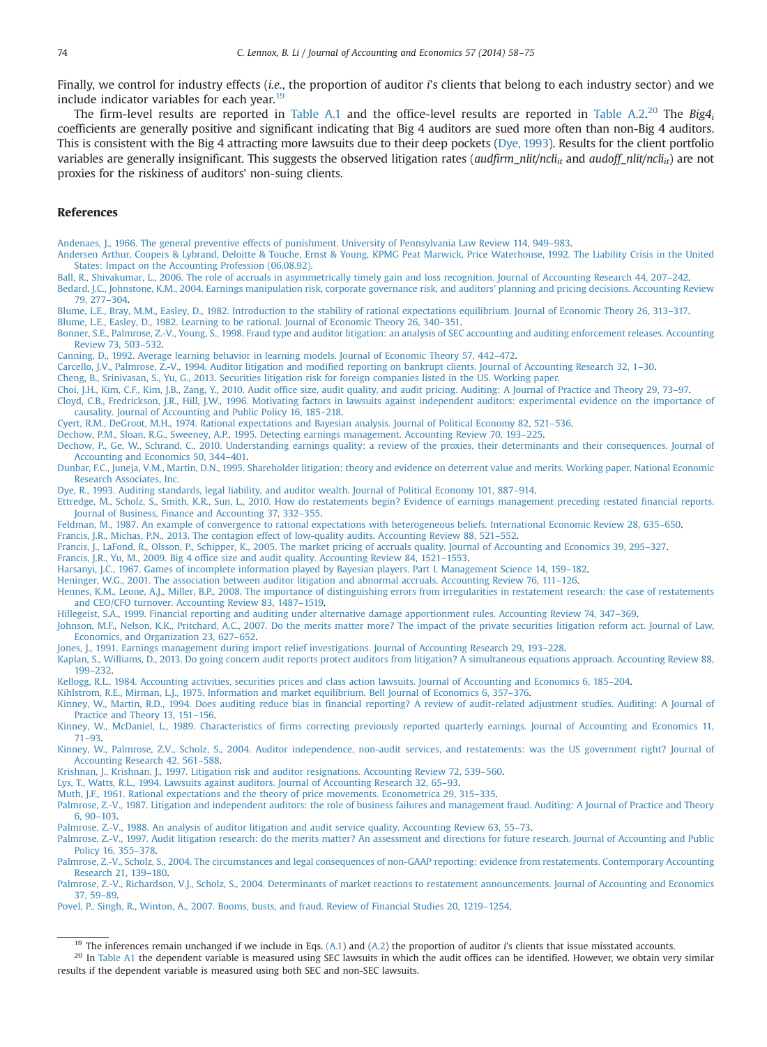Finally, we control for industry effects (*i.e.*, the proportion of auditor *i*'s clients that belong to each industry sector) and we include indicator variables for each year.[19]

The firm-level results are reported in Table A.1 and the office-level results are reported in Table A.2.[20] The $Big4_i$ coefficients are generally positive and significant indicating that Big 4 auditors are sued more often than non-Big 4 auditors. This is consistent with the Big 4 attracting more lawsuits due to their deep pockets (Dye, 1993). Results for the client portfolio variables are generally insignificant. This suggests the observed litigation rates ($audfirm\_nlit/ncli_{it}$ and $audoff\_nlit/ncli_{it}$) are not proxies for the riskiness of auditors' non-suing clients.

## References

Andenaes, J., 1966. The general preventive effects of punishment. University of Pennsylvania Law Review 114, 949–983.

Andersen Arthur, Coopers & Lybrand, Deloitte & Touche, Ernst & Young, KPMG Peat Marwick, Price Waterhouse, 1992. The Liability Crisis in the United States: Impact on the Accounting Profession (06.08.92).

Ball, R., Shivakumar, L., 2006. The role of accruals in asymmetrically timely gain and loss recognition. Journal of Accounting Research 44, 207–242.

Bedard, J.C., Johnstone, K.M., 2004. Earnings manipulation risk, corporate governance risk, and auditors' planning and pricing decisions. Accounting Review 79, 277–304.

Blume, L.E., Bray, M.M., Easley, D., 1982. Introduction to the stability of rational expectations equilibrium. Journal of Economic Theory 26, 313–317.

Blume, L.E., Easley, D., 1982. Learning to be rational. Journal of Economic Theory 26, 340–351.

Bonner, S.E., Palmrose, Z.-V., Young, S., 1998. Fraud type and auditor litigation: an analysis of SEC accounting and auditing enforcement releases. Accounting Review 73, 503–532.

Canning, D., 1992. Average learning behavior in learning models. Journal of Economic Theory 57, 442–472.

Carcello, J.V., Palmrose, Z.-V., 1994. Auditor litigation and modified reporting on bankrupt clients. Journal of Accounting Research 32, 1–30.

Cheng, B., Srinivasan, S., Yu, G., 2013. Securities litigation risk for foreign companies listed in the US. Working paper.

Choi, J.H., Kim, C.F., Kim, J.B., Zang, Y., 2010. Audit office size, audit quality, and audit pricing. Auditing: A Journal of Practice and Theory 29, 73–97.

Cloyd, C.B., Fredrickson, J.R., Hill, J.W., 1996. Motivating factors in lawsuits against independent auditors: experimental evidence on the importance of causality. Journal of Accounting and Public Policy 16, 185–218.

Cyert, R.M., DeGroot, M.H., 1974. Rational expectations and Bayesian analysis. Journal of Political Economy 82, 521–536.

Dechow, P.M., Sloan, R.G., Sweeney, A.P., 1995. Detecting earnings management. Accounting Review 70, 193–225.

Dechow, P., Ge, W., Schrand, C., 2010. Understanding earnings quality: a review of the proxies, their determinants and their consequences. Journal of Accounting and Economics 50, 344–401.

Dunbar, F.C., Juneja, V.M., Martin, D.N., 1995. Shareholder litigation: theory and evidence on deterrent value and merits. Working paper. National Economic Research Associates, Inc.

Dye, R., 1993. Auditing standards, legal liability, and auditor wealth. Journal of Political Economy 101, 887–914.

Ettredge, M., Scholz, S., Smith, K.R., Sun, L., 2010. How do restatements begin? Evidence of earnings management preceding restated financial reports. Journal of Business, Finance and Accounting 37, 332–355.

Feldman, M., 1987. An example of convergence to rational expectations with heterogeneous beliefs. International Economic Review 28, 635–650.

Francis, J.R., Michas, P.N., 2013. The contagion effect of low-quality audits. Accounting Review 88, 521–552.

Francis, J., LaFond, R., Olsson, P., Schipper, K., 2005. The market pricing of accruals quality. Journal of Accounting and Economics 39, 295–327.

Francis, J.R., Yu, M., 2009. Big 4 office size and audit quality. Accounting Review 84, 1521–1553.

Harsanyi, J.C., 1967. Games of incomplete information played by Bayesian players. Part I. Management Science 14, 159–182.

Heninger, W.G., 2001. The association between auditor litigation and abnormal accruals. Accounting Review 76, 111–126.

Hennes, K.M., Leone, A.J., Miller, B.P., 2008. The importance of distinguishing errors from irregularities in restatement research: the case of restatements and CEO/CFO turnover. Accounting Review 83, 1487–1519.

Hillegeist, S.A., 1999. Financial reporting and auditing under alternative damage apportionment rules. Accounting Review 74, 347–369.

Johnson, M.F., Nelson, K.K., Pritchard, A.C., 2007. Do the merits matter more? The impact of the private securities litigation reform act. Journal of Law, Economics, and Organization 23, 627–652.

Jones, J., 1991. Earnings management during import relief investigations. Journal of Accounting Research 29, 193–228.

Kaplan, S., Williams, D., 2013. Do going concern audit reports protect auditors from litigation? A simultaneous equations approach. Accounting Review 88, 199–232.

Kellogg, R.L., 1984. Accounting activities, securities prices and class action lawsuits. Journal of Accounting and Economics 6, 185–204.

Kihlstrom, R.E., Mirman, L.J., 1975. Information and market equilibrium. Bell Journal of Economics 6, 357–376.

Kinney, W., Martin, R.D., 1994. Does auditing reduce bias in financial reporting? A review of audit-related adjustment studies. Auditing: A Journal of Practice and Theory 13, 151–156.

Kinney, W., McDaniel, L., 1989. Characteristics of firms correcting previously reported quarterly earnings. Journal of Accounting and Economics 11, 71–93.

Kinney, W., Palmrose, Z.V., Scholz, S., 2004. Auditor independence, non-audit services, and restatements: was the US government right? Journal of Accounting Research 42, 561–588.

Krishnan, J., Krishnan, J., 1997. Litigation risk and auditor resignations. Accounting Review 72, 539–560.

Lys, T., Watts, R.L., 1994. Lawsuits against auditors. Journal of Accounting Research 32, 65–93.

Muth, J.F., 1961. Rational expectations and the theory of price movements. Econometrica 29, 315–335.

Palmrose, Z.-V., 1987. Litigation and independent auditors: the role of business failures and management fraud. Auditing: A Journal of Practice and Theory 6, 90–103.

Palmrose, Z.-V., 1988. An analysis of auditor litigation and audit service quality. Accounting Review 63, 55–73.

Palmrose, Z.-V., 1997. Audit litigation research: do the merits matter? An assessment and directions for future research. Journal of Accounting and Public Policy 16, 355–378.

Palmrose, Z.-V., Scholz, S., 2004. The circumstances and legal consequences of non-GAAP reporting: evidence from restatements. Contemporary Accounting Research 21, 139–180.

Palmrose, Z.-V., Richardson, V.J., Scholz, S., 2004. Determinants of market reactions to restatement announcements. Journal of Accounting and Economics 37, 59–89.

Povel, P., Singh, R., Winton, A., 2007. Booms, busts, and fraud. Review of Financial Studies 20, 1219–1254.

---

[19] The inferences remain unchanged if we include in Eqs. (A.1) and (A.2) the proportion of auditor *i*'s clients that issue misstated accounts.

[20] In Table A1 the dependent variable is measured using SEC lawsuits in which the audit offices can be identified. However, we obtain very similar results if the dependent variable is measured using both SEC and non-SEC lawsuits.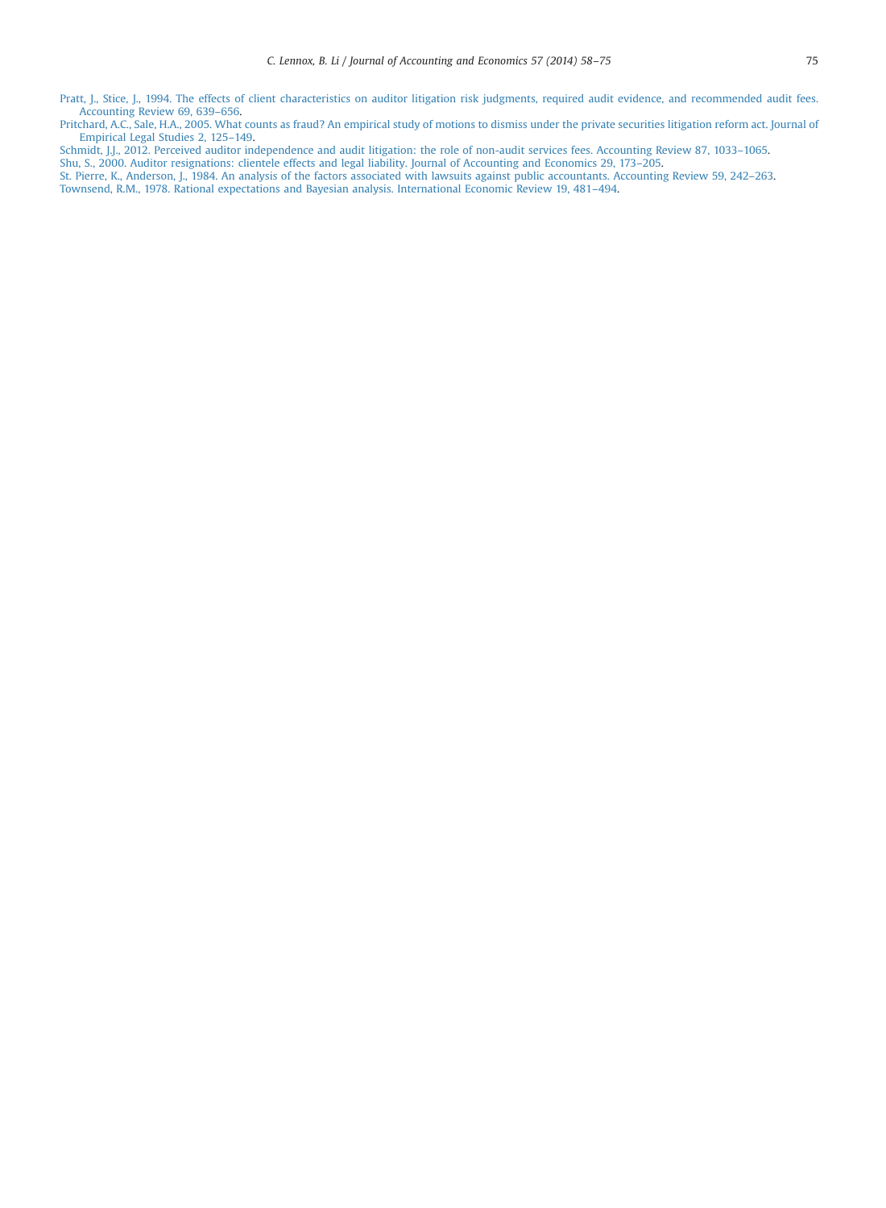Pratt, J., Stice, J., 1994. The effects of client characteristics on auditor litigation risk judgments, required audit evidence, and recommended audit fees. Accounting Review 69, 639–656.

Pritchard, A.C., Sale, H.A., 2005. What counts as fraud? An empirical study of motions to dismiss under the private securities litigation reform act. Journal of Empirical Legal Studies 2, 125–149.

Schmidt, J.J., 2012. Perceived auditor independence and audit litigation: the role of non-audit services fees. Accounting Review 87, 1033–1065.

Shu, S., 2000. Auditor resignations: clientele effects and legal liability. Journal of Accounting and Economics 29, 173–205.

St. Pierre, K., Anderson, J., 1984. An analysis of the factors associated with lawsuits against public accountants. Accounting Review 59, 242–263.

Townsend, R.M., 1978. Rational expectations and Bayesian analysis. International Economic Review 19, 481–494.